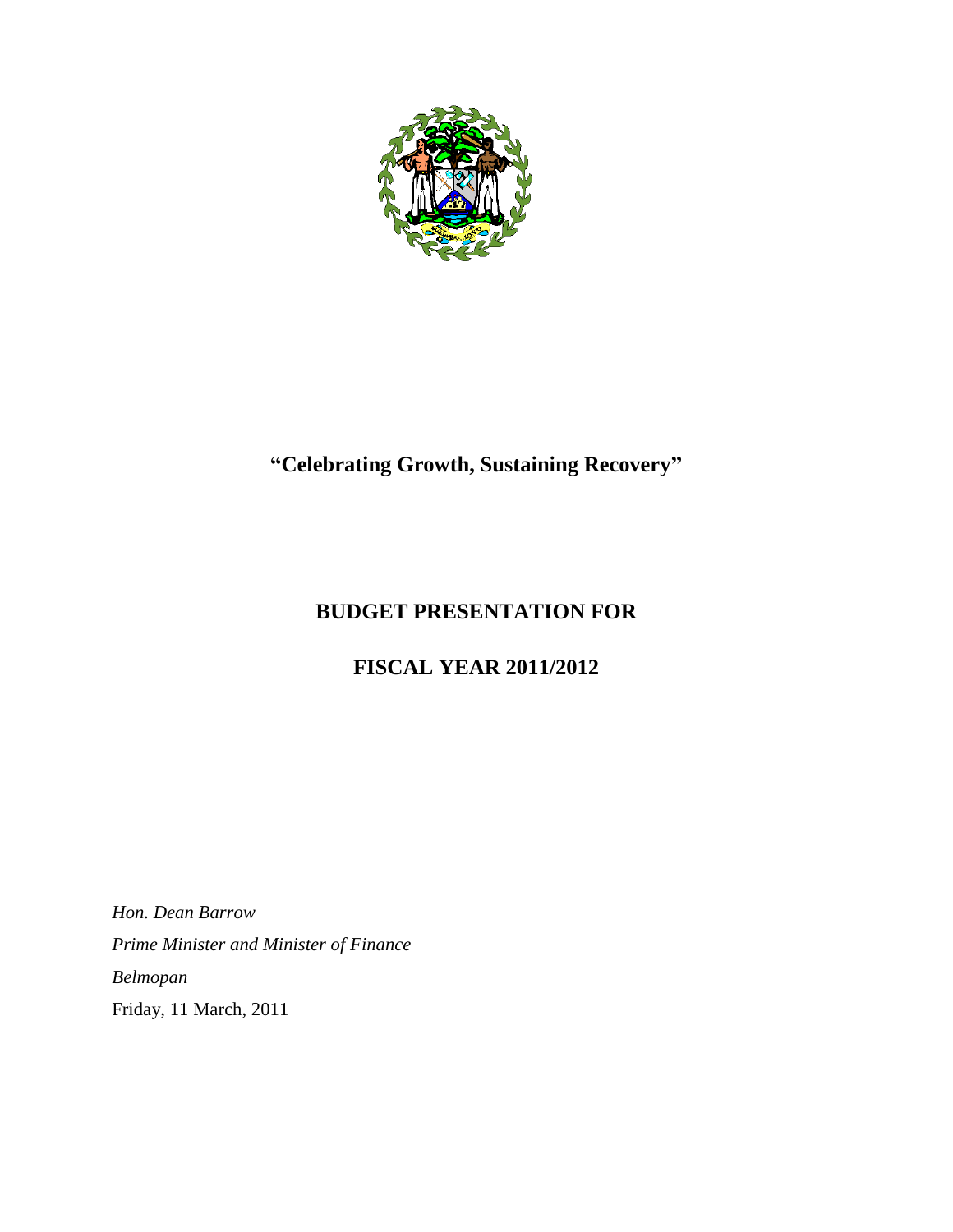# "Celebrating Growth, Sustaining Recovery"

## BUDGET PRESENTATION FOR

## FISCAL YEAR 2011/2012

*Hon. Dean Barrow*

*Prime Minister and Minister of Finance*

*Belmopan*

Friday, 11 March, 2011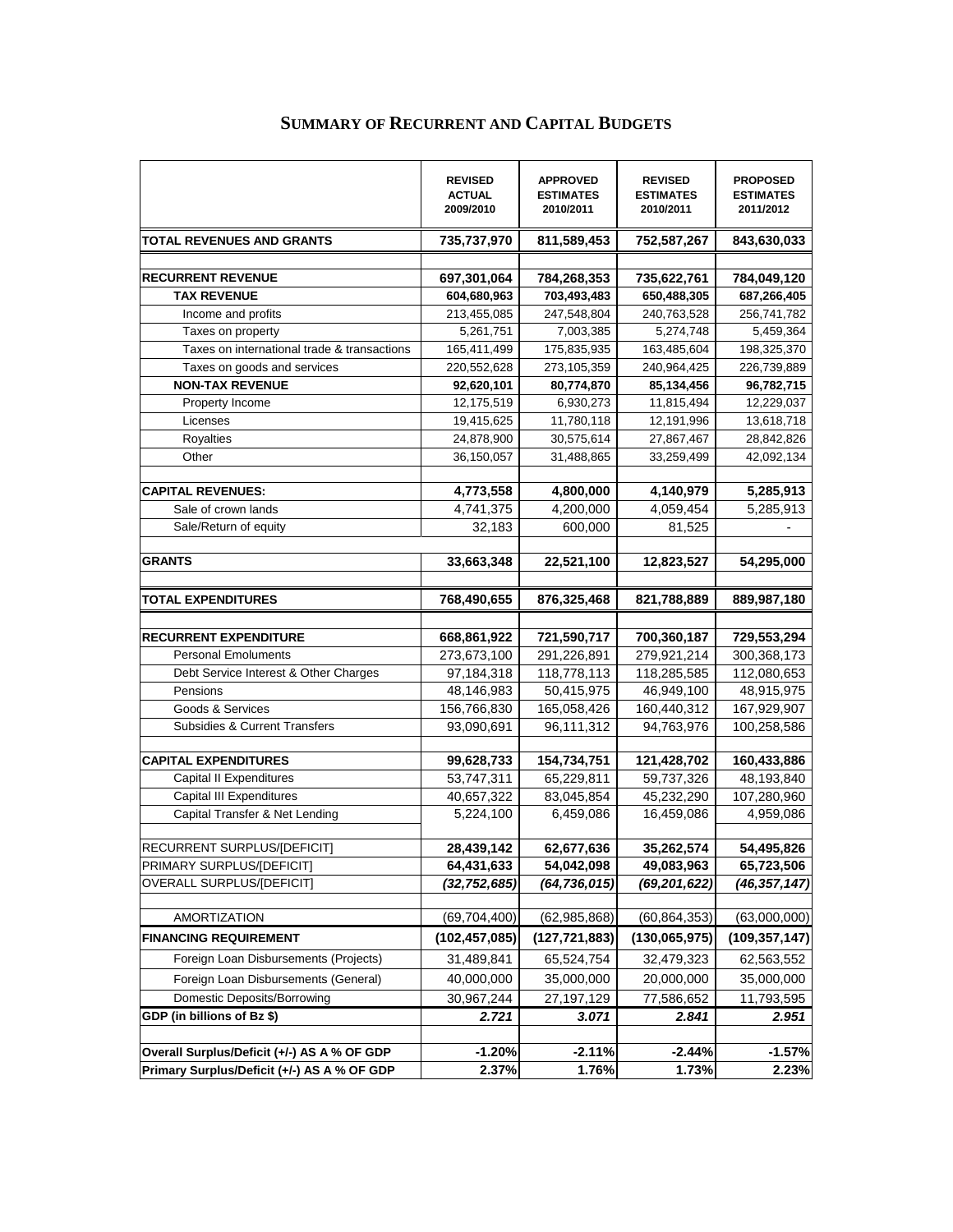## SUMMARY OF RECURRENT AND CAPITAL BUDGETS

| | REVISED ACTUAL 2009/2010 | APPROVED ESTIMATES 2010/2011 | REVISED ESTIMATES 2010/2011 | PROPOSED ESTIMATES 2011/2012 |
|---|---|---|---|---|
| **TOTAL REVENUES AND GRANTS** | **735,737,970** | **811,589,453** | **752,587,267** | **843,630,033** |
| | | | | |
| **RECURRENT REVENUE** | **697,301,064** | **784,268,353** | **735,622,761** | **784,049,120** |
| **TAX REVENUE** | **604,680,963** | **703,493,483** | **650,488,305** | **687,266,405** |
| Income and profits | 213,455,085 | 247,548,804 | 240,763,528 | 256,741,782 |
| Taxes on property | 5,261,751 | 7,003,385 | 5,274,748 | 5,459,364 |
| Taxes on international trade & transactions | 165,411,499 | 175,835,935 | 163,485,604 | 198,325,370 |
| Taxes on goods and services | 220,552,628 | 273,105,359 | 240,964,425 | 226,739,889 |
| **NON-TAX REVENUE** | **92,620,101** | **80,774,870** | **85,134,456** | **96,782,715** |
| Property Income | 12,175,519 | 6,930,273 | 11,815,494 | 12,229,037 |
| Licenses | 19,415,625 | 11,780,118 | 12,191,996 | 13,618,718 |
| Royalties | 24,878,900 | 30,575,614 | 27,867,467 | 28,842,826 |
| Other | 36,150,057 | 31,488,865 | 33,259,499 | 42,092,134 |
| | | | | |
| **CAPITAL REVENUES:** | **4,773,558** | **4,800,000** | **4,140,979** | **5,285,913** |
| Sale of crown lands | 4,741,375 | 4,200,000 | 4,059,454 | 5,285,913 |
| Sale/Return of equity | 32,183 | 600,000 | 81,525 | - |
| | | | | |
| **GRANTS** | **33,663,348** | **22,521,100** | **12,823,527** | **54,295,000** |
| | | | | |
| **TOTAL EXPENDITURES** | **768,490,655** | **876,325,468** | **821,788,889** | **889,987,180** |
| | | | | |
| **RECURRENT EXPENDITURE** | **668,861,922** | **721,590,717** | **700,360,187** | **729,553,294** |
| Personal Emoluments | 273,673,100 | 291,226,891 | 279,921,214 | 300,368,173 |
| Debt Service Interest & Other Charges | 97,184,318 | 118,778,113 | 118,285,585 | 112,080,653 |
| Pensions | 48,146,983 | 50,415,975 | 46,949,100 | 48,915,975 |
| Goods & Services | 156,766,830 | 165,058,426 | 160,440,312 | 167,929,907 |
| Subsidies & Current Transfers | 93,090,691 | 96,111,312 | 94,763,976 | 100,258,586 |
| | | | | |
| **CAPITAL EXPENDITURES** | **99,628,733** | **154,734,751** | **121,428,702** | **160,433,886** |
| Capital II Expenditures | 53,747,311 | 65,229,811 | 59,737,326 | 48,193,840 |
| Capital III Expenditures | 40,657,322 | 83,045,854 | 45,232,290 | 107,280,960 |
| Capital Transfer & Net Lending | 5,224,100 | 6,459,086 | 16,459,086 | 4,959,086 |
| | | | | |
| RECURRENT SURPLUS/[DEFICIT] | **28,439,142** | **62,677,636** | **35,262,574** | **54,495,826** |
| PRIMARY SURPLUS/[DEFICIT] | **64,431,633** | **54,042,098** | **49,083,963** | **65,723,506** |
| OVERALL SURPLUS/[DEFICIT] | ***(32,752,685)*** | ***(64,736,015)*** | ***(69,201,622)*** | ***(46,357,147)*** |
| | | | | |
| AMORTIZATION | (69,704,400) | (62,985,868) | (60,864,353) | (63,000,000) |
| **FINANCING REQUIREMENT** | **(102,457,085)** | **(127,721,883)** | **(130,065,975)** | **(109,357,147)** |
| Foreign Loan Disbursements (Projects) | 31,489,841 | 65,524,754 | 32,479,323 | 62,563,552 |
| Foreign Loan Disbursements (General) | 40,000,000 | 35,000,000 | 20,000,000 | 35,000,000 |
| Domestic Deposits/Borrowing | 30,967,244 | 27,197,129 | 77,586,652 | 11,793,595 |
| **GDP (in billions of Bz $)** | ***2.721*** | ***3.071*** | ***2.841*** | ***2.951*** |
| | | | | |
| **Overall Surplus/Deficit (+/-) AS A % OF GDP** | **-1.20%** | **-2.11%** | **-2.44%** | **-1.57%** |
| **Primary Surplus/Deficit (+/-) AS A % OF GDP** | **2.37%** | **1.76%** | **1.73%** | **2.23%** |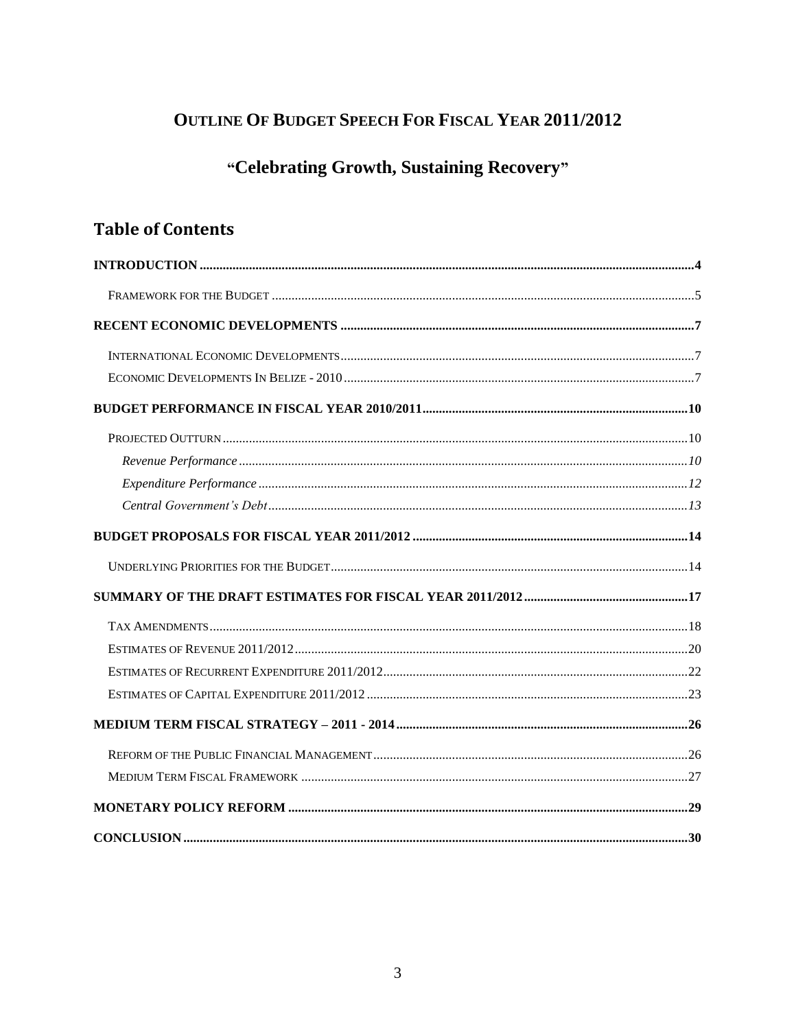# OUTLINE OF BUDGET SPEECH FOR FISCAL YEAR 2011/2012

## "Celebrating Growth, Sustaining Recovery"

## Table of Contents

**INTRODUCTION** .......... 4

- FRAMEWORK FOR THE BUDGET .......... 5

**RECENT ECONOMIC DEVELOPMENTS** .......... 7

- INTERNATIONAL ECONOMIC DEVELOPMENTS .......... 7
- ECONOMIC DEVELOPMENTS IN BELIZE - 2010 .......... 7

**BUDGET PERFORMANCE IN FISCAL YEAR 2010/2011** .......... 10

- PROJECTED OUTTURN .......... 10
  - *Revenue Performance* .......... *10*
  - *Expenditure Performance* .......... *12*
  - *Central Government's Debt* .......... *13*

**BUDGET PROPOSALS FOR FISCAL YEAR 2011/2012** .......... 14

- UNDERLYING PRIORITIES FOR THE BUDGET .......... 14

**SUMMARY OF THE DRAFT ESTIMATES FOR FISCAL YEAR 2011/2012** .......... 17

- TAX AMENDMENTS .......... 18
- ESTIMATES OF REVENUE 2011/2012 .......... 20
- ESTIMATES OF RECURRENT EXPENDITURE 2011/2012 .......... 22
- ESTIMATES OF CAPITAL EXPENDITURE 2011/2012 .......... 23

**MEDIUM TERM FISCAL STRATEGY – 2011 - 2014** .......... 26

- REFORM OF THE PUBLIC FINANCIAL MANAGEMENT .......... 26
- MEDIUM TERM FISCAL FRAMEWORK .......... 27

**MONETARY POLICY REFORM** .......... 29

**CONCLUSION** .......... 30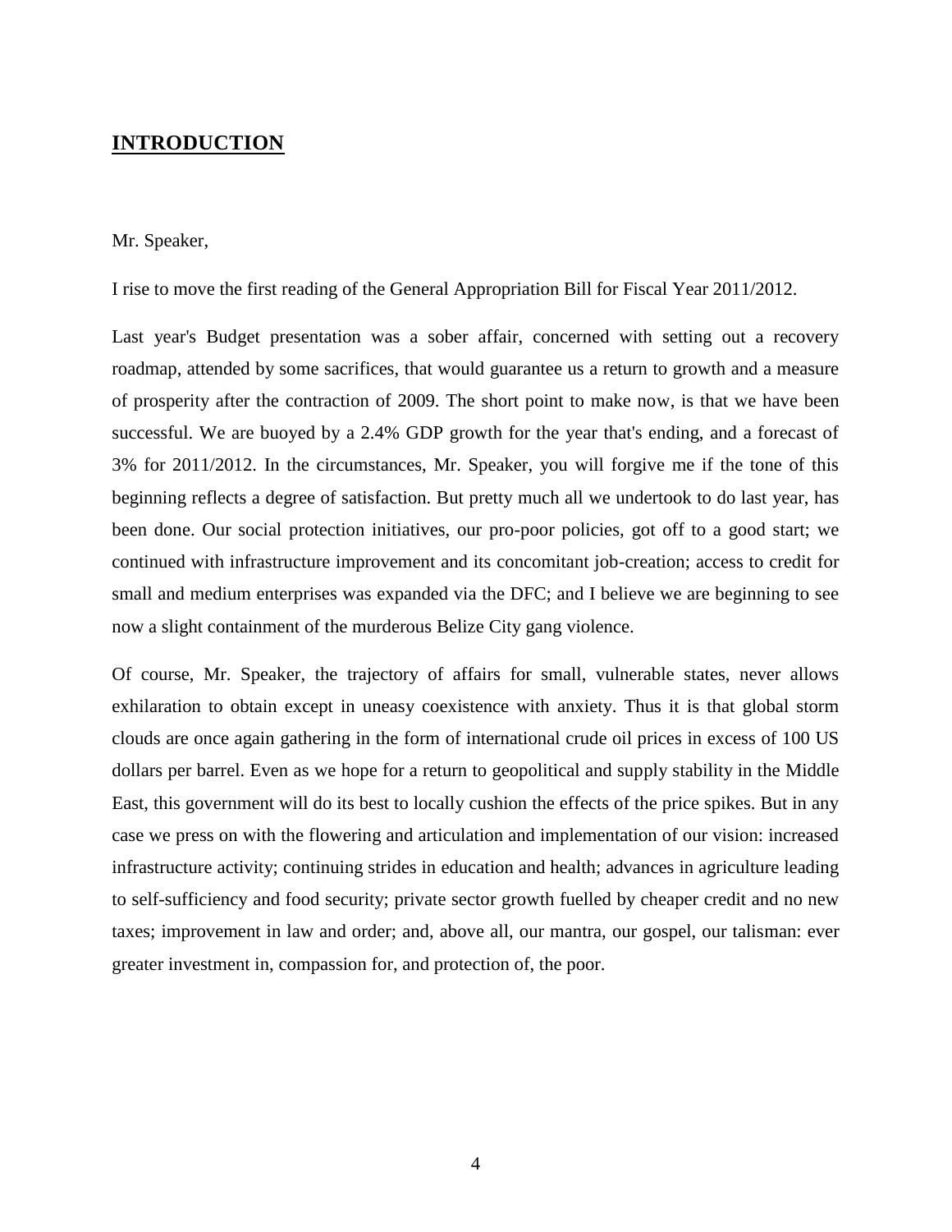## INTRODUCTION

Mr. Speaker,

I rise to move the first reading of the General Appropriation Bill for Fiscal Year 2011/2012.

Last year's Budget presentation was a sober affair, concerned with setting out a recovery roadmap, attended by some sacrifices, that would guarantee us a return to growth and a measure of prosperity after the contraction of 2009. The short point to make now, is that we have been successful. We are buoyed by a 2.4% GDP growth for the year that's ending, and a forecast of 3% for 2011/2012. In the circumstances, Mr. Speaker, you will forgive me if the tone of this beginning reflects a degree of satisfaction. But pretty much all we undertook to do last year, has been done. Our social protection initiatives, our pro-poor policies, got off to a good start; we continued with infrastructure improvement and its concomitant job-creation; access to credit for small and medium enterprises was expanded via the DFC; and I believe we are beginning to see now a slight containment of the murderous Belize City gang violence.

Of course, Mr. Speaker, the trajectory of affairs for small, vulnerable states, never allows exhilaration to obtain except in uneasy coexistence with anxiety. Thus it is that global storm clouds are once again gathering in the form of international crude oil prices in excess of 100 US dollars per barrel. Even as we hope for a return to geopolitical and supply stability in the Middle East, this government will do its best to locally cushion the effects of the price spikes. But in any case we press on with the flowering and articulation and implementation of our vision: increased infrastructure activity; continuing strides in education and health; advances in agriculture leading to self-sufficiency and food security; private sector growth fuelled by cheaper credit and no new taxes; improvement in law and order; and, above all, our mantra, our gospel, our talisman: ever greater investment in, compassion for, and protection of, the poor.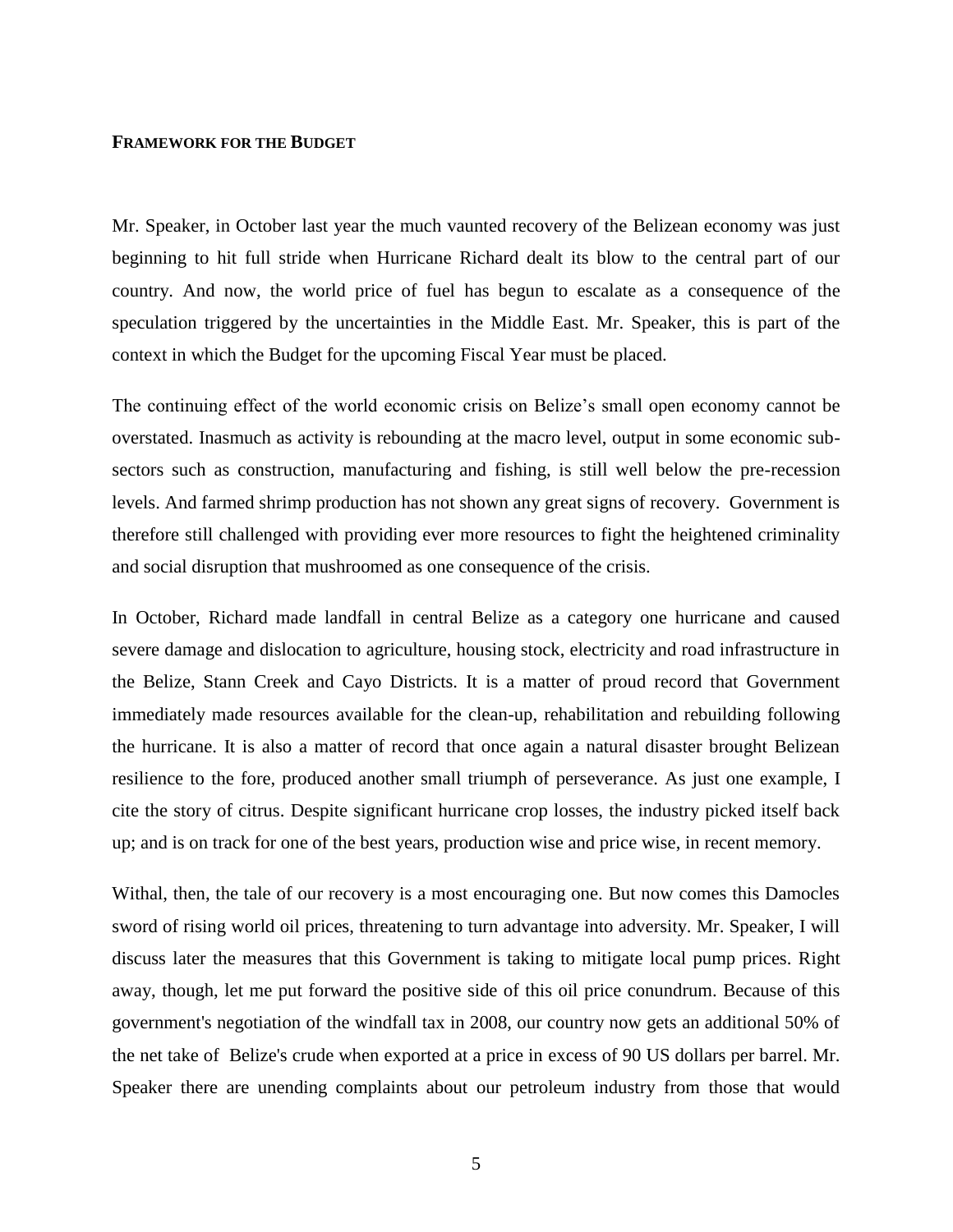**FRAMEWORK FOR THE BUDGET**

Mr. Speaker, in October last year the much vaunted recovery of the Belizean economy was just beginning to hit full stride when Hurricane Richard dealt its blow to the central part of our country. And now, the world price of fuel has begun to escalate as a consequence of the speculation triggered by the uncertainties in the Middle East. Mr. Speaker, this is part of the context in which the Budget for the upcoming Fiscal Year must be placed.

The continuing effect of the world economic crisis on Belize's small open economy cannot be overstated. Inasmuch as activity is rebounding at the macro level, output in some economic sub-sectors such as construction, manufacturing and fishing, is still well below the pre-recession levels. And farmed shrimp production has not shown any great signs of recovery. Government is therefore still challenged with providing ever more resources to fight the heightened criminality and social disruption that mushroomed as one consequence of the crisis.

In October, Richard made landfall in central Belize as a category one hurricane and caused severe damage and dislocation to agriculture, housing stock, electricity and road infrastructure in the Belize, Stann Creek and Cayo Districts. It is a matter of proud record that Government immediately made resources available for the clean-up, rehabilitation and rebuilding following the hurricane. It is also a matter of record that once again a natural disaster brought Belizean resilience to the fore, produced another small triumph of perseverance. As just one example, I cite the story of citrus. Despite significant hurricane crop losses, the industry picked itself back up; and is on track for one of the best years, production wise and price wise, in recent memory.

Withal, then, the tale of our recovery is a most encouraging one. But now comes this Damocles sword of rising world oil prices, threatening to turn advantage into adversity. Mr. Speaker, I will discuss later the measures that this Government is taking to mitigate local pump prices. Right away, though, let me put forward the positive side of this oil price conundrum. Because of this government's negotiation of the windfall tax in 2008, our country now gets an additional 50% of the net take of Belize's crude when exported at a price in excess of 90 US dollars per barrel. Mr. Speaker there are unending complaints about our petroleum industry from those that would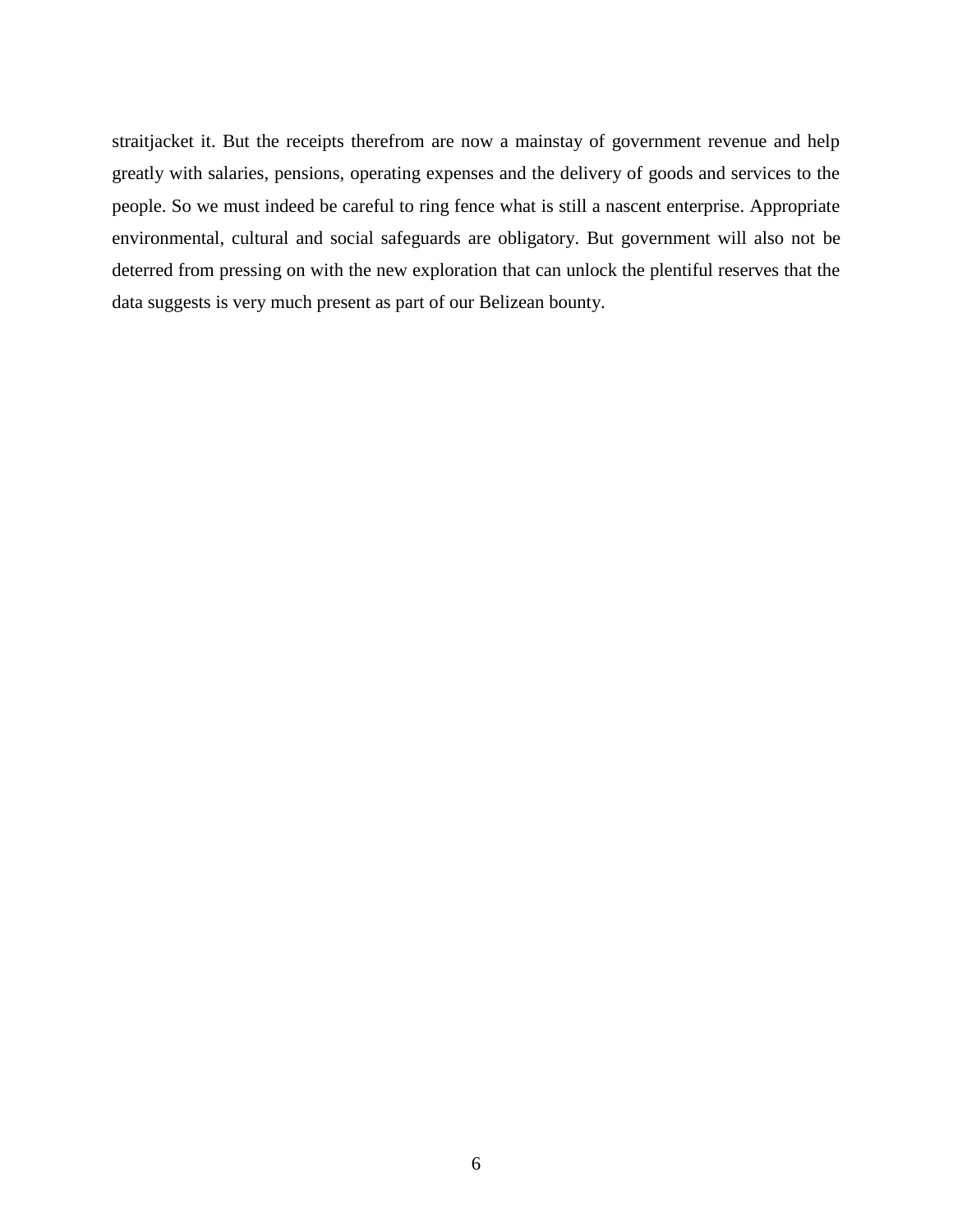straitjacket it. But the receipts therefrom are now a mainstay of government revenue and help greatly with salaries, pensions, operating expenses and the delivery of goods and services to the people. So we must indeed be careful to ring fence what is still a nascent enterprise. Appropriate environmental, cultural and social safeguards are obligatory. But government will also not be deterred from pressing on with the new exploration that can unlock the plentiful reserves that the data suggests is very much present as part of our Belizean bounty.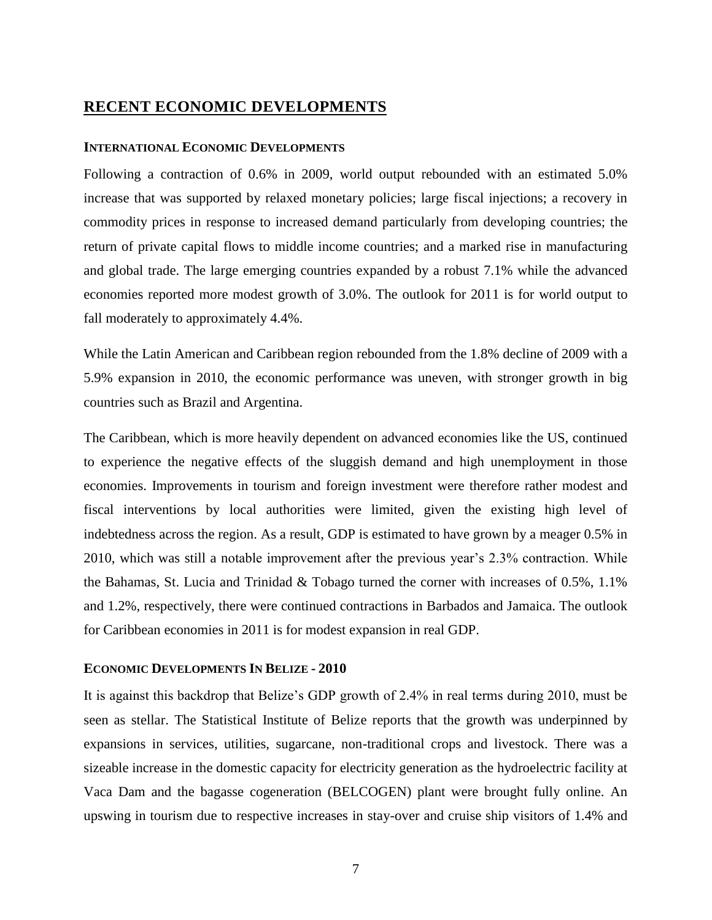## RECENT ECONOMIC DEVELOPMENTS

### INTERNATIONAL ECONOMIC DEVELOPMENTS

Following a contraction of 0.6% in 2009, world output rebounded with an estimated 5.0% increase that was supported by relaxed monetary policies; large fiscal injections; a recovery in commodity prices in response to increased demand particularly from developing countries; the return of private capital flows to middle income countries; and a marked rise in manufacturing and global trade. The large emerging countries expanded by a robust 7.1% while the advanced economies reported more modest growth of 3.0%. The outlook for 2011 is for world output to fall moderately to approximately 4.4%.

While the Latin American and Caribbean region rebounded from the 1.8% decline of 2009 with a 5.9% expansion in 2010, the economic performance was uneven, with stronger growth in big countries such as Brazil and Argentina.

The Caribbean, which is more heavily dependent on advanced economies like the US, continued to experience the negative effects of the sluggish demand and high unemployment in those economies. Improvements in tourism and foreign investment were therefore rather modest and fiscal interventions by local authorities were limited, given the existing high level of indebtedness across the region. As a result, GDP is estimated to have grown by a meager 0.5% in 2010, which was still a notable improvement after the previous year's 2.3% contraction. While the Bahamas, St. Lucia and Trinidad & Tobago turned the corner with increases of 0.5%, 1.1% and 1.2%, respectively, there were continued contractions in Barbados and Jamaica. The outlook for Caribbean economies in 2011 is for modest expansion in real GDP.

### ECONOMIC DEVELOPMENTS IN BELIZE - 2010

It is against this backdrop that Belize's GDP growth of 2.4% in real terms during 2010, must be seen as stellar. The Statistical Institute of Belize reports that the growth was underpinned by expansions in services, utilities, sugarcane, non-traditional crops and livestock. There was a sizeable increase in the domestic capacity for electricity generation as the hydroelectric facility at Vaca Dam and the bagasse cogeneration (BELCOGEN) plant were brought fully online. An upswing in tourism due to respective increases in stay-over and cruise ship visitors of 1.4% and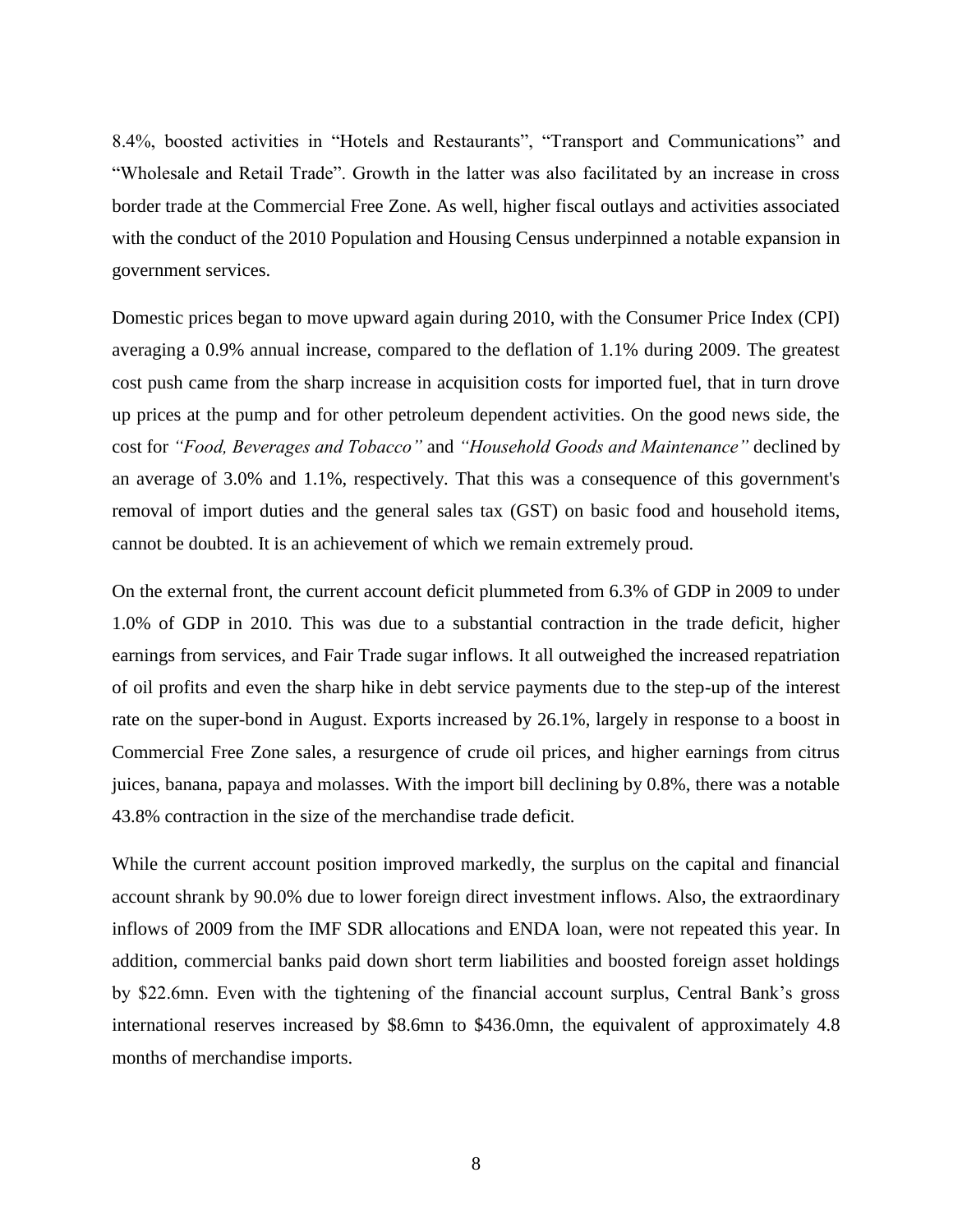8.4%, boosted activities in "Hotels and Restaurants", "Transport and Communications" and "Wholesale and Retail Trade". Growth in the latter was also facilitated by an increase in cross border trade at the Commercial Free Zone. As well, higher fiscal outlays and activities associated with the conduct of the 2010 Population and Housing Census underpinned a notable expansion in government services.

Domestic prices began to move upward again during 2010, with the Consumer Price Index (CPI) averaging a 0.9% annual increase, compared to the deflation of 1.1% during 2009. The greatest cost push came from the sharp increase in acquisition costs for imported fuel, that in turn drove up prices at the pump and for other petroleum dependent activities. On the good news side, the cost for *"Food, Beverages and Tobacco"* and *"Household Goods and Maintenance"* declined by an average of 3.0% and 1.1%, respectively. That this was a consequence of this government's removal of import duties and the general sales tax (GST) on basic food and household items, cannot be doubted. It is an achievement of which we remain extremely proud.

On the external front, the current account deficit plummeted from 6.3% of GDP in 2009 to under 1.0% of GDP in 2010. This was due to a substantial contraction in the trade deficit, higher earnings from services, and Fair Trade sugar inflows. It all outweighed the increased repatriation of oil profits and even the sharp hike in debt service payments due to the step-up of the interest rate on the super-bond in August. Exports increased by 26.1%, largely in response to a boost in Commercial Free Zone sales, a resurgence of crude oil prices, and higher earnings from citrus juices, banana, papaya and molasses. With the import bill declining by 0.8%, there was a notable 43.8% contraction in the size of the merchandise trade deficit.

While the current account position improved markedly, the surplus on the capital and financial account shrank by 90.0% due to lower foreign direct investment inflows. Also, the extraordinary inflows of 2009 from the IMF SDR allocations and ENDA loan, were not repeated this year. In addition, commercial banks paid down short term liabilities and boosted foreign asset holdings by $22.6mn. Even with the tightening of the financial account surplus, Central Bank's gross international reserves increased by $8.6mn to $436.0mn, the equivalent of approximately 4.8 months of merchandise imports.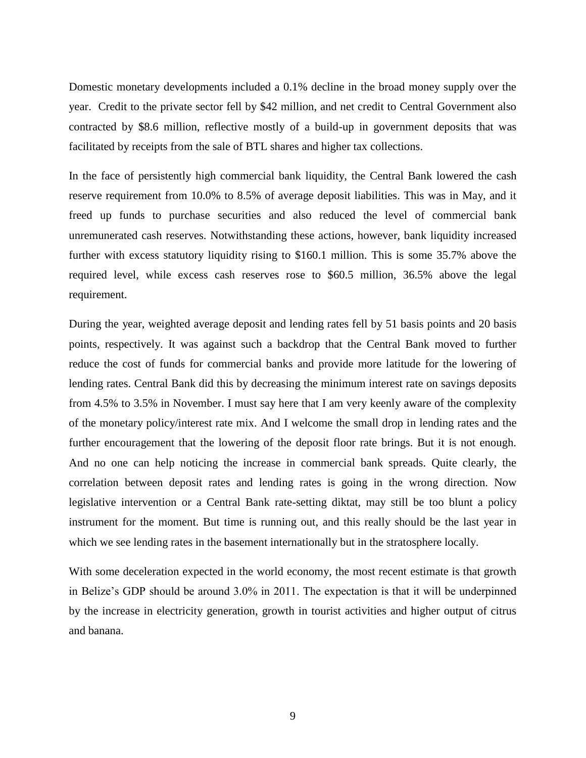Domestic monetary developments included a 0.1% decline in the broad money supply over the year. Credit to the private sector fell by $42 million, and net credit to Central Government also contracted by $8.6 million, reflective mostly of a build-up in government deposits that was facilitated by receipts from the sale of BTL shares and higher tax collections.

In the face of persistently high commercial bank liquidity, the Central Bank lowered the cash reserve requirement from 10.0% to 8.5% of average deposit liabilities. This was in May, and it freed up funds to purchase securities and also reduced the level of commercial bank unremunerated cash reserves. Notwithstanding these actions, however, bank liquidity increased further with excess statutory liquidity rising to $160.1 million. This is some 35.7% above the required level, while excess cash reserves rose to $60.5 million, 36.5% above the legal requirement.

During the year, weighted average deposit and lending rates fell by 51 basis points and 20 basis points, respectively. It was against such a backdrop that the Central Bank moved to further reduce the cost of funds for commercial banks and provide more latitude for the lowering of lending rates. Central Bank did this by decreasing the minimum interest rate on savings deposits from 4.5% to 3.5% in November. I must say here that I am very keenly aware of the complexity of the monetary policy/interest rate mix. And I welcome the small drop in lending rates and the further encouragement that the lowering of the deposit floor rate brings. But it is not enough. And no one can help noticing the increase in commercial bank spreads. Quite clearly, the correlation between deposit rates and lending rates is going in the wrong direction. Now legislative intervention or a Central Bank rate-setting diktat, may still be too blunt a policy instrument for the moment. But time is running out, and this really should be the last year in which we see lending rates in the basement internationally but in the stratosphere locally.

With some deceleration expected in the world economy, the most recent estimate is that growth in Belize's GDP should be around 3.0% in 2011. The expectation is that it will be underpinned by the increase in electricity generation, growth in tourist activities and higher output of citrus and banana.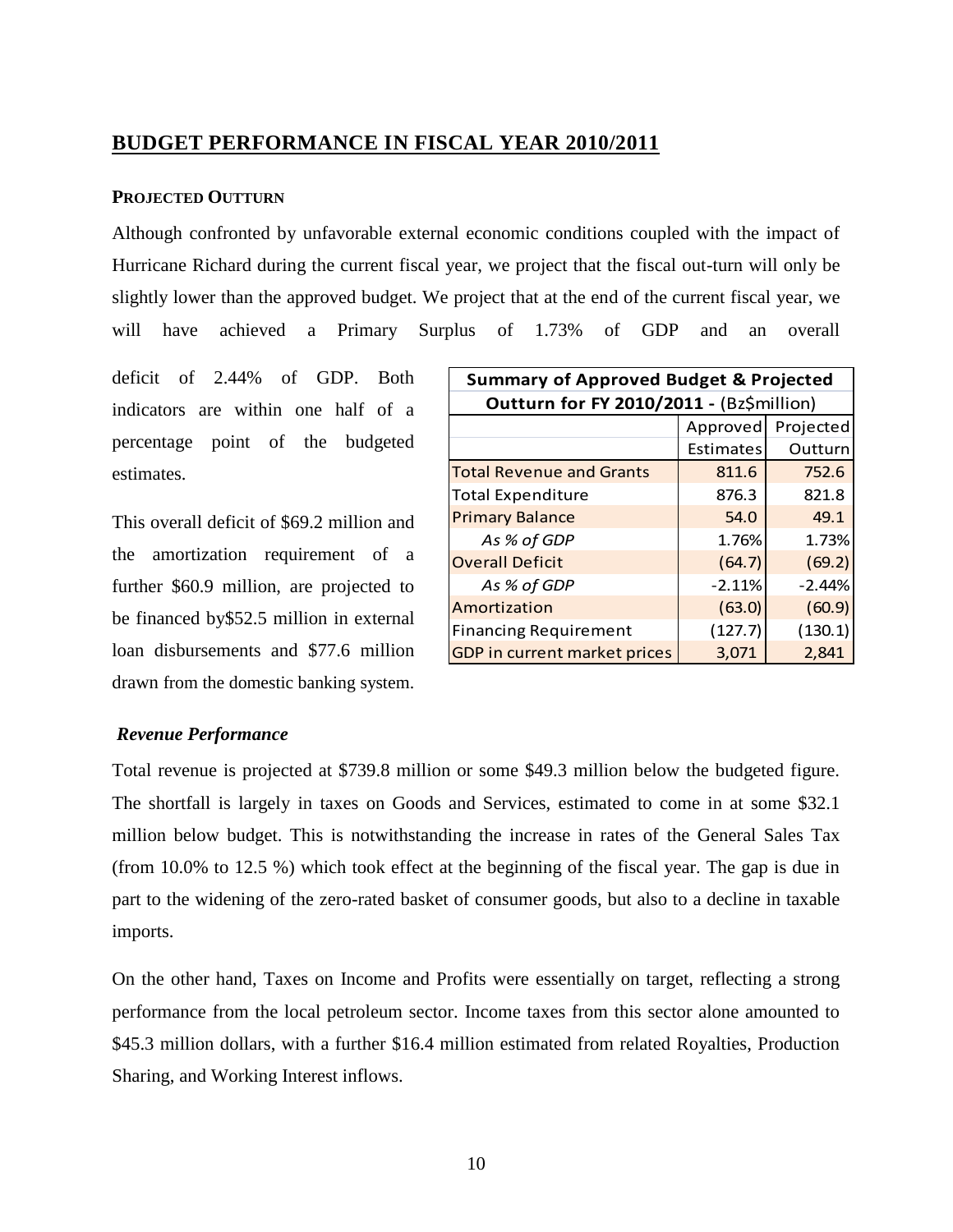## BUDGET PERFORMANCE IN FISCAL YEAR 2010/2011

### PROJECTED OUTTURN

Although confronted by unfavorable external economic conditions coupled with the impact of Hurricane Richard during the current fiscal year, we project that the fiscal out-turn will only be slightly lower than the approved budget. We project that at the end of the current fiscal year, we will have achieved a Primary Surplus of 1.73% of GDP and an overall deficit of 2.44% of GDP. Both indicators are within one half of a percentage point of the budgeted estimates.

This overall deficit of $69.2 million and the amortization requirement of a further $60.9 million, are projected to be financed by$52.5 million in external loan disbursements and $77.6 million drawn from the domestic banking system.

| **Summary of Approved Budget & Projected Outturn for FY 2010/2011 - (Bz$million)** | | |
|---|---|---|
| | Approved Estimates | Projected Outturn |
| Total Revenue and Grants | 811.6 | 752.6 |
| Total Expenditure | 876.3 | 821.8 |
| Primary Balance | 54.0 | 49.1 |
| *As % of GDP* | 1.76% | 1.73% |
| Overall Deficit | (64.7) | (69.2) |
| *As % of GDP* | -2.11% | -2.44% |
| Amortization | (63.0) | (60.9) |
| Financing Requirement | (127.7) | (130.1) |
| GDP in current market prices | 3,071 | 2,841 |

#### *Revenue Performance*

Total revenue is projected at $739.8 million or some $49.3 million below the budgeted figure. The shortfall is largely in taxes on Goods and Services, estimated to come in at some $32.1 million below budget. This is notwithstanding the increase in rates of the General Sales Tax (from 10.0% to 12.5 %) which took effect at the beginning of the fiscal year. The gap is due in part to the widening of the zero-rated basket of consumer goods, but also to a decline in taxable imports.

On the other hand, Taxes on Income and Profits were essentially on target, reflecting a strong performance from the local petroleum sector. Income taxes from this sector alone amounted to $45.3 million dollars, with a further $16.4 million estimated from related Royalties, Production Sharing, and Working Interest inflows.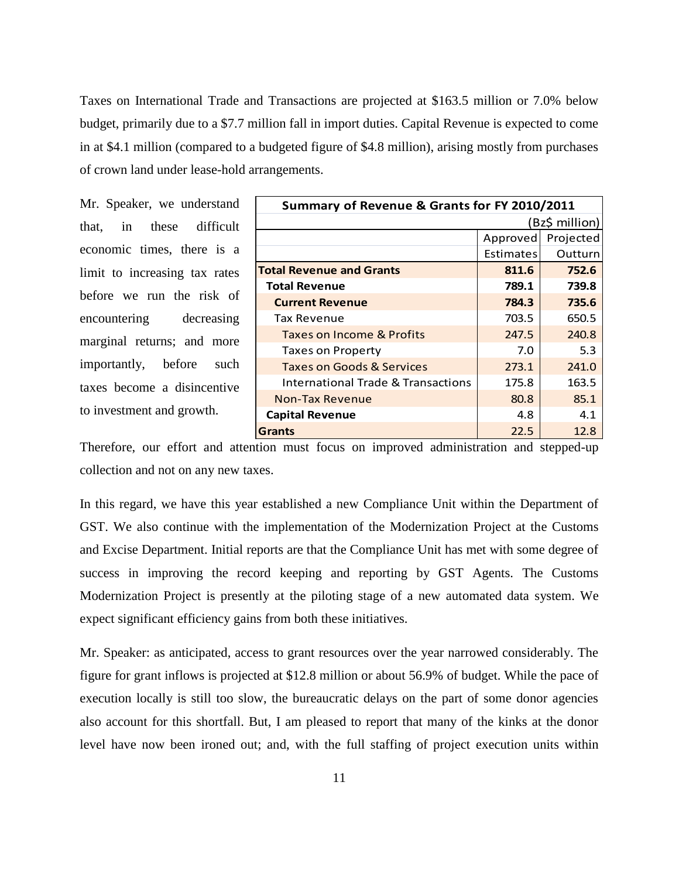Taxes on International Trade and Transactions are projected at $163.5 million or 7.0% below budget, primarily due to a $7.7 million fall in import duties. Capital Revenue is expected to come in at $4.1 million (compared to a budgeted figure of $4.8 million), arising mostly from purchases of crown land under lease-hold arrangements.

Mr. Speaker, we understand that, in these difficult economic times, there is a limit to increasing tax rates before we run the risk of encountering decreasing marginal returns; and more importantly, before such taxes become a disincentive to investment and growth.

| Summary of Revenue & Grants for FY 2010/2011 | | |
|---|---|---|
| | | (Bz$ million) |
| | Approved Estimates | Projected Outturn |
| **Total Revenue and Grants** | **811.6** | **752.6** |
| **Total Revenue** | **789.1** | **739.8** |
| **Current Revenue** | **784.3** | **735.6** |
| Tax Revenue | 703.5 | 650.5 |
| Taxes on Income & Profits | 247.5 | 240.8 |
| Taxes on Property | 7.0 | 5.3 |
| Taxes on Goods & Services | 273.1 | 241.0 |
| International Trade & Transactions | 175.8 | 163.5 |
| Non-Tax Revenue | 80.8 | 85.1 |
| **Capital Revenue** | 4.8 | 4.1 |
| **Grants** | 22.5 | 12.8 |

Therefore, our effort and attention must focus on improved administration and stepped-up collection and not on any new taxes.

In this regard, we have this year established a new Compliance Unit within the Department of GST. We also continue with the implementation of the Modernization Project at the Customs and Excise Department. Initial reports are that the Compliance Unit has met with some degree of success in improving the record keeping and reporting by GST Agents. The Customs Modernization Project is presently at the piloting stage of a new automated data system. We expect significant efficiency gains from both these initiatives.

Mr. Speaker: as anticipated, access to grant resources over the year narrowed considerably. The figure for grant inflows is projected at $12.8 million or about 56.9% of budget. While the pace of execution locally is still too slow, the bureaucratic delays on the part of some donor agencies also account for this shortfall. But, I am pleased to report that many of the kinks at the donor level have now been ironed out; and, with the full staffing of project execution units within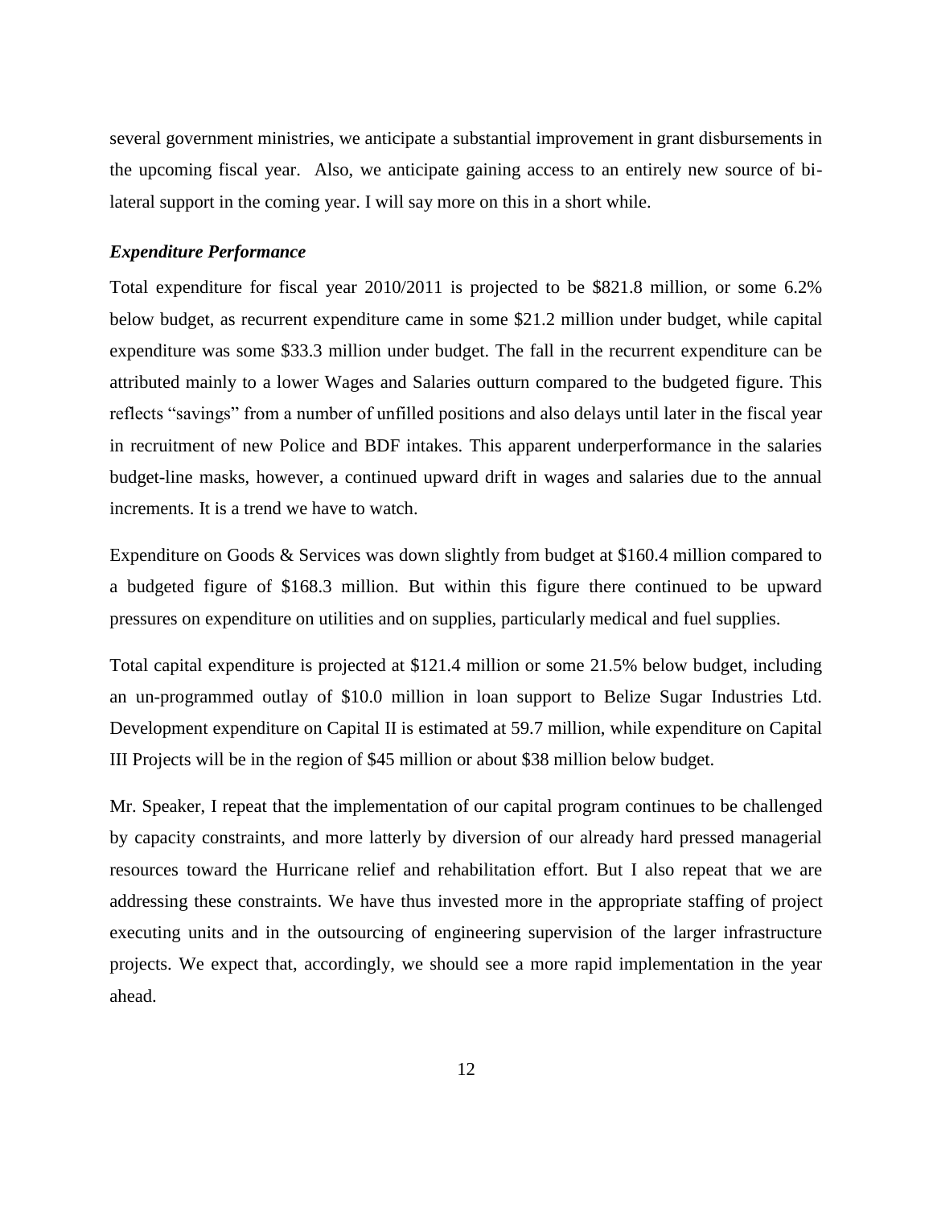several government ministries, we anticipate a substantial improvement in grant disbursements in the upcoming fiscal year. Also, we anticipate gaining access to an entirely new source of bi-lateral support in the coming year. I will say more on this in a short while.

### *Expenditure Performance*

Total expenditure for fiscal year 2010/2011 is projected to be $821.8 million, or some 6.2% below budget, as recurrent expenditure came in some $21.2 million under budget, while capital expenditure was some $33.3 million under budget. The fall in the recurrent expenditure can be attributed mainly to a lower Wages and Salaries outturn compared to the budgeted figure. This reflects "savings" from a number of unfilled positions and also delays until later in the fiscal year in recruitment of new Police and BDF intakes. This apparent underperformance in the salaries budget-line masks, however, a continued upward drift in wages and salaries due to the annual increments. It is a trend we have to watch.

Expenditure on Goods & Services was down slightly from budget at $160.4 million compared to a budgeted figure of $168.3 million. But within this figure there continued to be upward pressures on expenditure on utilities and on supplies, particularly medical and fuel supplies.

Total capital expenditure is projected at $121.4 million or some 21.5% below budget, including an un-programmed outlay of $10.0 million in loan support to Belize Sugar Industries Ltd. Development expenditure on Capital II is estimated at 59.7 million, while expenditure on Capital III Projects will be in the region of $45 million or about $38 million below budget.

Mr. Speaker, I repeat that the implementation of our capital program continues to be challenged by capacity constraints, and more latterly by diversion of our already hard pressed managerial resources toward the Hurricane relief and rehabilitation effort. But I also repeat that we are addressing these constraints. We have thus invested more in the appropriate staffing of project executing units and in the outsourcing of engineering supervision of the larger infrastructure projects. We expect that, accordingly, we should see a more rapid implementation in the year ahead.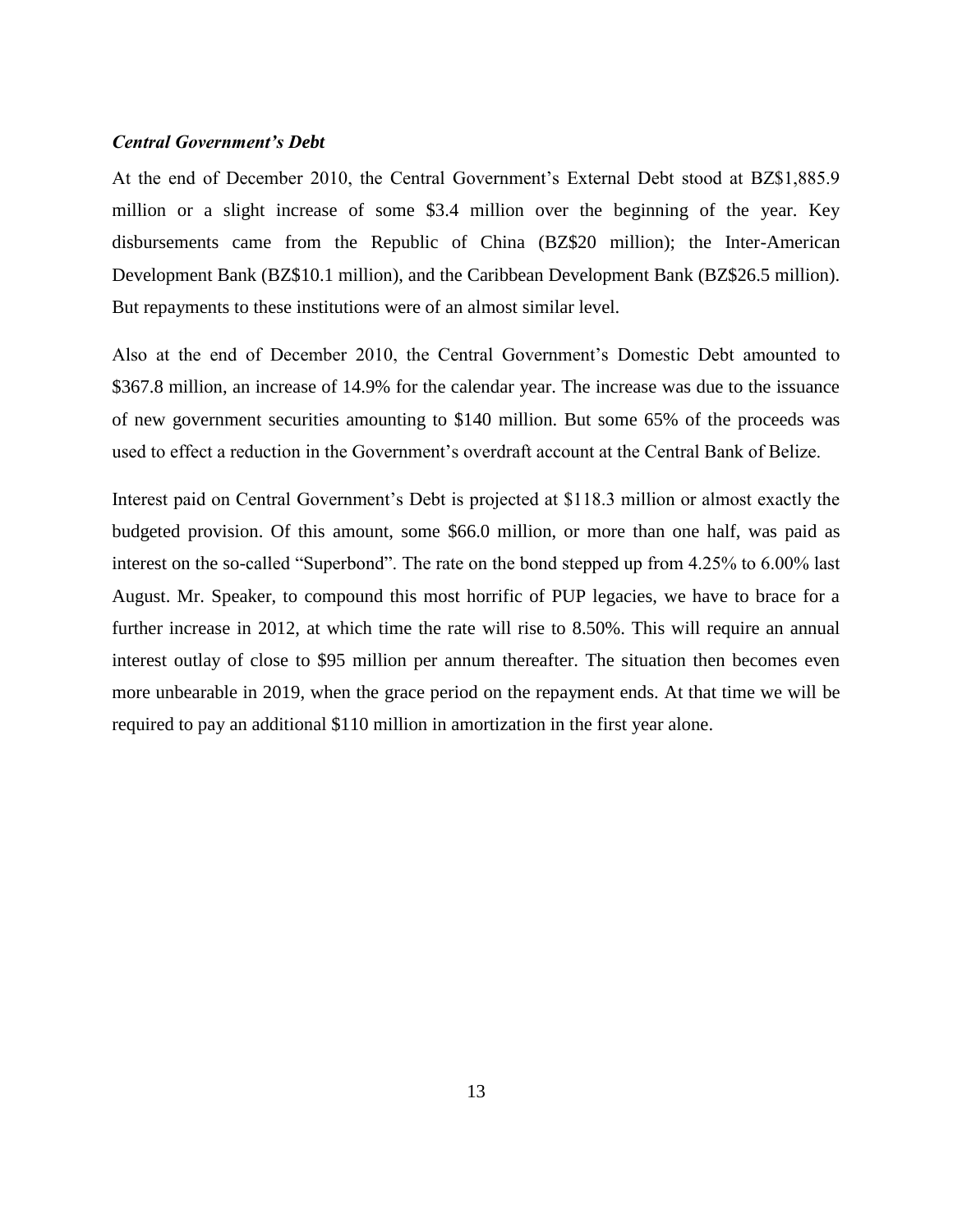***Central Government's Debt***

At the end of December 2010, the Central Government's External Debt stood at BZ$1,885.9 million or a slight increase of some $3.4 million over the beginning of the year. Key disbursements came from the Republic of China (BZ$20 million); the Inter-American Development Bank (BZ$10.1 million), and the Caribbean Development Bank (BZ$26.5 million). But repayments to these institutions were of an almost similar level.

Also at the end of December 2010, the Central Government's Domestic Debt amounted to $367.8 million, an increase of 14.9% for the calendar year. The increase was due to the issuance of new government securities amounting to $140 million. But some 65% of the proceeds was used to effect a reduction in the Government's overdraft account at the Central Bank of Belize.

Interest paid on Central Government's Debt is projected at $118.3 million or almost exactly the budgeted provision. Of this amount, some $66.0 million, or more than one half, was paid as interest on the so-called "Superbond". The rate on the bond stepped up from 4.25% to 6.00% last August. Mr. Speaker, to compound this most horrific of PUP legacies, we have to brace for a further increase in 2012, at which time the rate will rise to 8.50%. This will require an annual interest outlay of close to $95 million per annum thereafter. The situation then becomes even more unbearable in 2019, when the grace period on the repayment ends. At that time we will be required to pay an additional $110 million in amortization in the first year alone.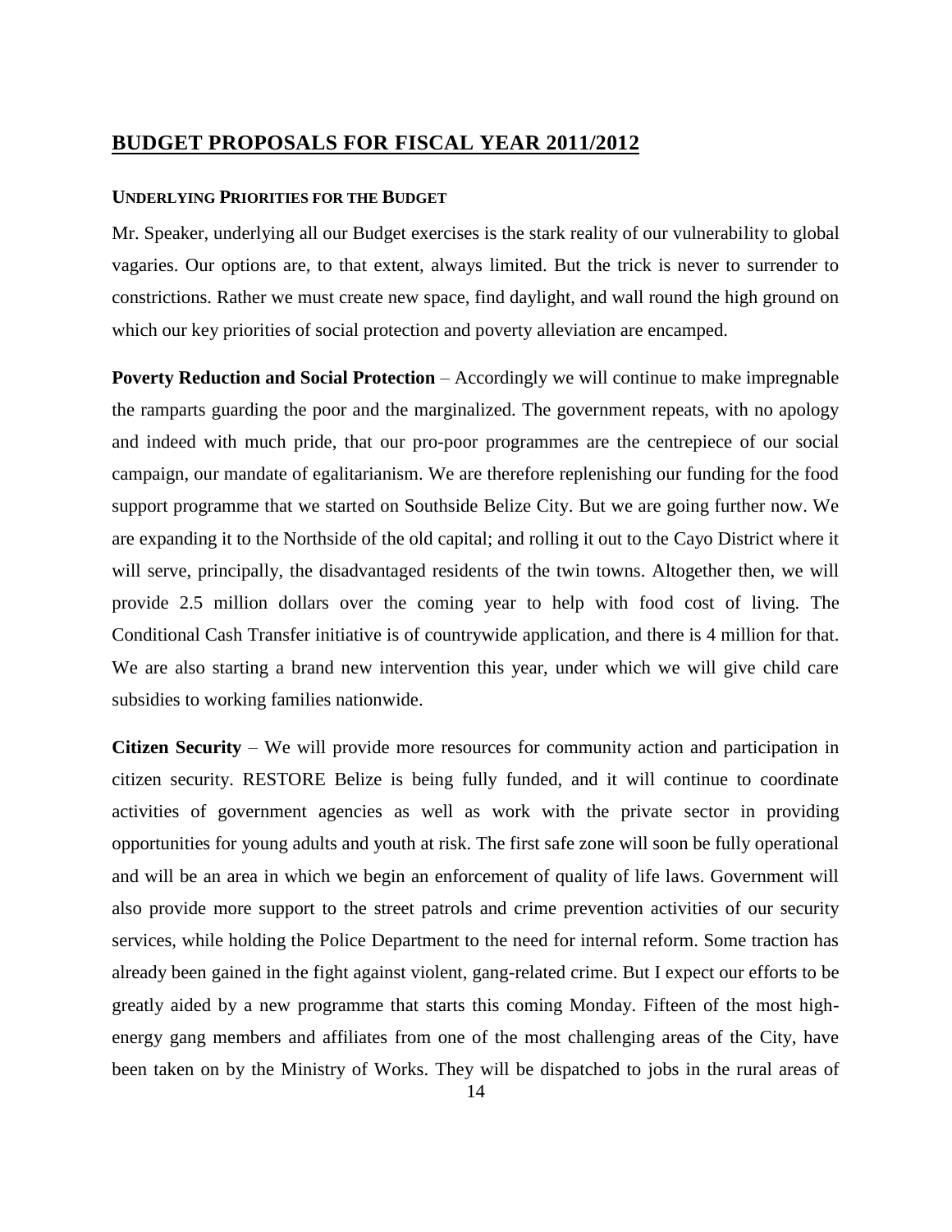## BUDGET PROPOSALS FOR FISCAL YEAR 2011/2012

### UNDERLYING PRIORITIES FOR THE BUDGET

Mr. Speaker, underlying all our Budget exercises is the stark reality of our vulnerability to global vagaries. Our options are, to that extent, always limited. But the trick is never to surrender to constrictions. Rather we must create new space, find daylight, and wall round the high ground on which our key priorities of social protection and poverty alleviation are encamped.

**Poverty Reduction and Social Protection** – Accordingly we will continue to make impregnable the ramparts guarding the poor and the marginalized. The government repeats, with no apology and indeed with much pride, that our pro-poor programmes are the centrepiece of our social campaign, our mandate of egalitarianism. We are therefore replenishing our funding for the food support programme that we started on Southside Belize City. But we are going further now. We are expanding it to the Northside of the old capital; and rolling it out to the Cayo District where it will serve, principally, the disadvantaged residents of the twin towns. Altogether then, we will provide 2.5 million dollars over the coming year to help with food cost of living. The Conditional Cash Transfer initiative is of countrywide application, and there is 4 million for that. We are also starting a brand new intervention this year, under which we will give child care subsidies to working families nationwide.

**Citizen Security** – We will provide more resources for community action and participation in citizen security. RESTORE Belize is being fully funded, and it will continue to coordinate activities of government agencies as well as work with the private sector in providing opportunities for young adults and youth at risk. The first safe zone will soon be fully operational and will be an area in which we begin an enforcement of quality of life laws. Government will also provide more support to the street patrols and crime prevention activities of our security services, while holding the Police Department to the need for internal reform. Some traction has already been gained in the fight against violent, gang-related crime. But I expect our efforts to be greatly aided by a new programme that starts this coming Monday. Fifteen of the most high-energy gang members and affiliates from one of the most challenging areas of the City, have been taken on by the Ministry of Works. They will be dispatched to jobs in the rural areas of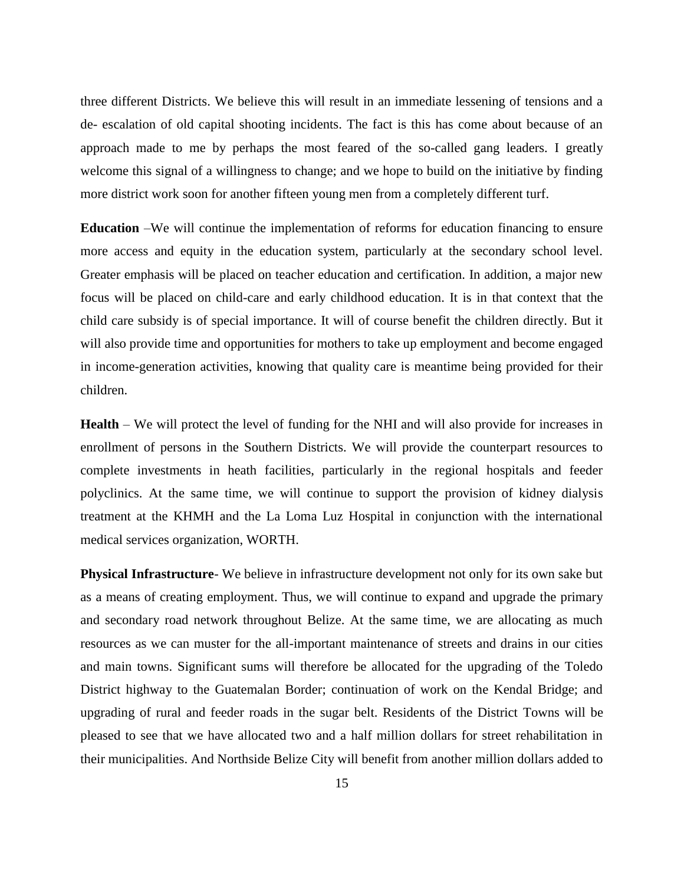three different Districts. We believe this will result in an immediate lessening of tensions and a de- escalation of old capital shooting incidents. The fact is this has come about because of an approach made to me by perhaps the most feared of the so-called gang leaders. I greatly welcome this signal of a willingness to change; and we hope to build on the initiative by finding more district work soon for another fifteen young men from a completely different turf.

**Education** –We will continue the implementation of reforms for education financing to ensure more access and equity in the education system, particularly at the secondary school level. Greater emphasis will be placed on teacher education and certification. In addition, a major new focus will be placed on child-care and early childhood education. It is in that context that the child care subsidy is of special importance. It will of course benefit the children directly. But it will also provide time and opportunities for mothers to take up employment and become engaged in income-generation activities, knowing that quality care is meantime being provided for their children.

**Health** – We will protect the level of funding for the NHI and will also provide for increases in enrollment of persons in the Southern Districts. We will provide the counterpart resources to complete investments in heath facilities, particularly in the regional hospitals and feeder polyclinics. At the same time, we will continue to support the provision of kidney dialysis treatment at the KHMH and the La Loma Luz Hospital in conjunction with the international medical services organization, WORTH.

**Physical Infrastructure**- We believe in infrastructure development not only for its own sake but as a means of creating employment. Thus, we will continue to expand and upgrade the primary and secondary road network throughout Belize. At the same time, we are allocating as much resources as we can muster for the all-important maintenance of streets and drains in our cities and main towns. Significant sums will therefore be allocated for the upgrading of the Toledo District highway to the Guatemalan Border; continuation of work on the Kendal Bridge; and upgrading of rural and feeder roads in the sugar belt. Residents of the District Towns will be pleased to see that we have allocated two and a half million dollars for street rehabilitation in their municipalities. And Northside Belize City will benefit from another million dollars added to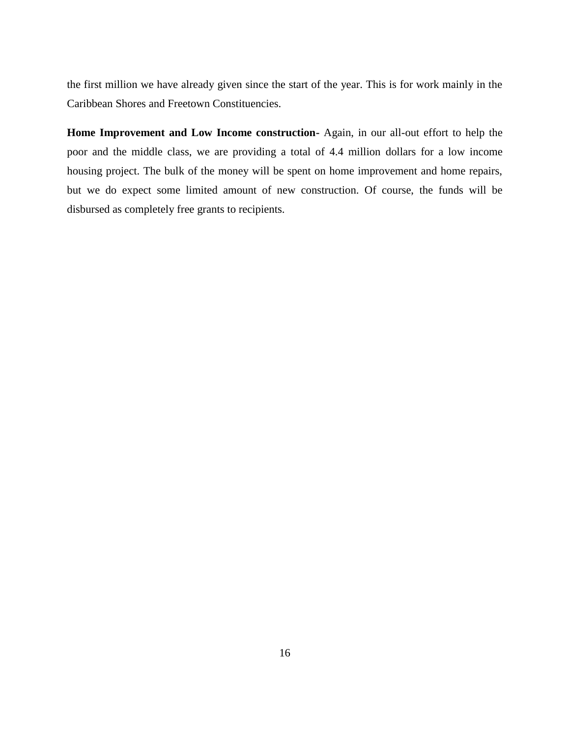the first million we have already given since the start of the year. This is for work mainly in the Caribbean Shores and Freetown Constituencies.

**Home Improvement and Low Income construction-** Again, in our all-out effort to help the poor and the middle class, we are providing a total of 4.4 million dollars for a low income housing project. The bulk of the money will be spent on home improvement and home repairs, but we do expect some limited amount of new construction. Of course, the funds will be disbursed as completely free grants to recipients.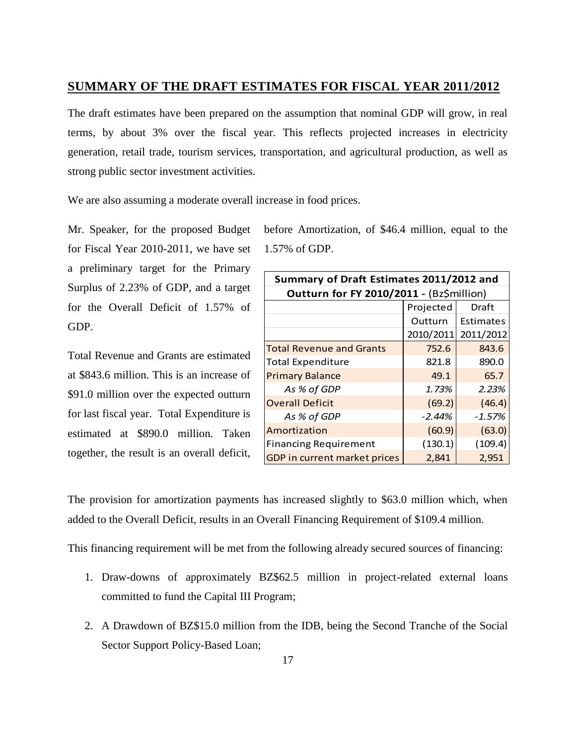## SUMMARY OF THE DRAFT ESTIMATES FOR FISCAL YEAR 2011/2012

The draft estimates have been prepared on the assumption that nominal GDP will grow, in real terms, by about 3% over the fiscal year. This reflects projected increases in electricity generation, retail trade, tourism services, transportation, and agricultural production, as well as strong public sector investment activities.

We are also assuming a moderate overall increase in food prices.

Mr. Speaker, for the proposed Budget for Fiscal Year 2010-2011, we have set a preliminary target for the Primary Surplus of 2.23% of GDP, and a target for the Overall Deficit of 1.57% of GDP.

Total Revenue and Grants are estimated at $843.6 million. This is an increase of $91.0 million over the expected outturn for last fiscal year. Total Expenditure is estimated at $890.0 million. Taken together, the result is an overall deficit, before Amortization, of $46.4 million, equal to the 1.57% of GDP.

| Summary of Draft Estimates 2011/2012 and Outturn for FY 2010/2011 - (Bz$million) | | |
|---|---|---|
| | Projected Outturn 2010/2011 | Draft Estimates 2011/2012 |
| Total Revenue and Grants | 752.6 | 843.6 |
| Total Expenditure | 821.8 | 890.0 |
| Primary Balance | 49.1 | 65.7 |
| *As % of GDP* | *1.73%* | *2.23%* |
| Overall Deficit | (69.2) | (46.4) |
| *As % of GDP* | *-2.44%* | *-1.57%* |
| Amortization | (60.9) | (63.0) |
| Financing Requirement | (130.1) | (109.4) |
| GDP in current market prices | 2,841 | 2,951 |

The provision for amortization payments has increased slightly to $63.0 million which, when added to the Overall Deficit, results in an Overall Financing Requirement of $109.4 million.

This financing requirement will be met from the following already secured sources of financing:

1. Draw-downs of approximately BZ$62.5 million in project-related external loans committed to fund the Capital III Program;
2. A Drawdown of BZ$15.0 million from the IDB, being the Second Tranche of the Social Sector Support Policy-Based Loan;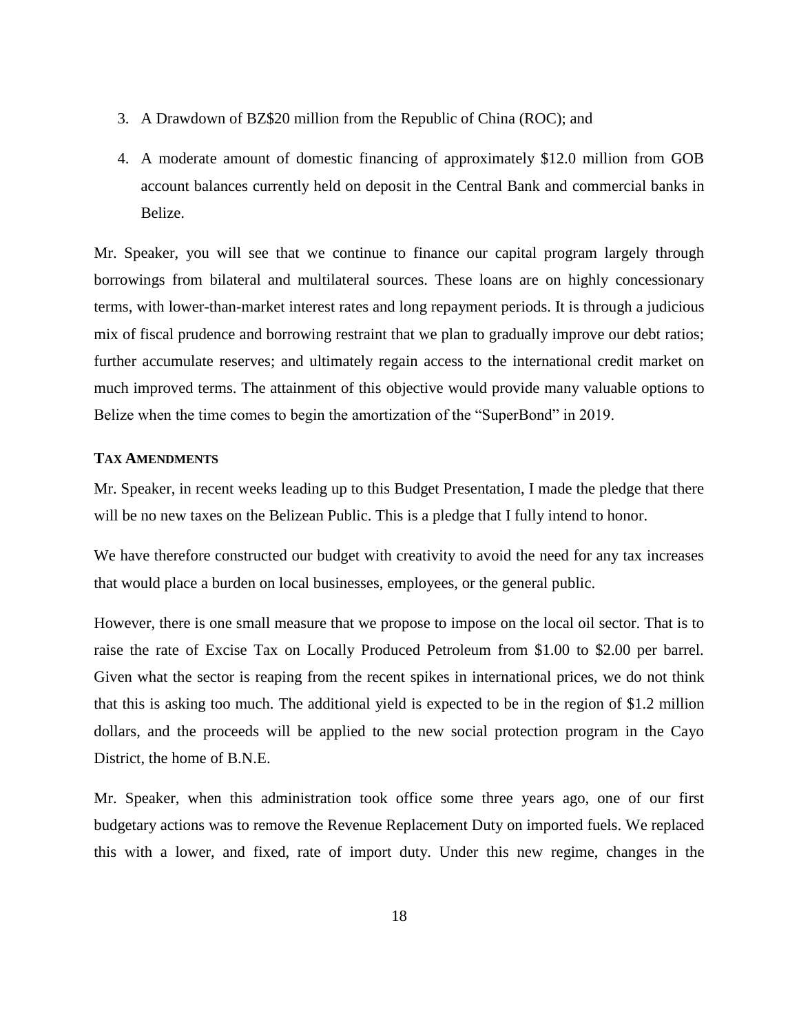3. A Drawdown of BZ$20 million from the Republic of China (ROC); and
4. A moderate amount of domestic financing of approximately $12.0 million from GOB account balances currently held on deposit in the Central Bank and commercial banks in Belize.

Mr. Speaker, you will see that we continue to finance our capital program largely through borrowings from bilateral and multilateral sources. These loans are on highly concessionary terms, with lower-than-market interest rates and long repayment periods. It is through a judicious mix of fiscal prudence and borrowing restraint that we plan to gradually improve our debt ratios; further accumulate reserves; and ultimately regain access to the international credit market on much improved terms. The attainment of this objective would provide many valuable options to Belize when the time comes to begin the amortization of the "SuperBond" in 2019.

### TAX AMENDMENTS

Mr. Speaker, in recent weeks leading up to this Budget Presentation, I made the pledge that there will be no new taxes on the Belizean Public. This is a pledge that I fully intend to honor.

We have therefore constructed our budget with creativity to avoid the need for any tax increases that would place a burden on local businesses, employees, or the general public.

However, there is one small measure that we propose to impose on the local oil sector. That is to raise the rate of Excise Tax on Locally Produced Petroleum from $1.00 to $2.00 per barrel. Given what the sector is reaping from the recent spikes in international prices, we do not think that this is asking too much. The additional yield is expected to be in the region of $1.2 million dollars, and the proceeds will be applied to the new social protection program in the Cayo District, the home of B.N.E.

Mr. Speaker, when this administration took office some three years ago, one of our first budgetary actions was to remove the Revenue Replacement Duty on imported fuels. We replaced this with a lower, and fixed, rate of import duty. Under this new regime, changes in the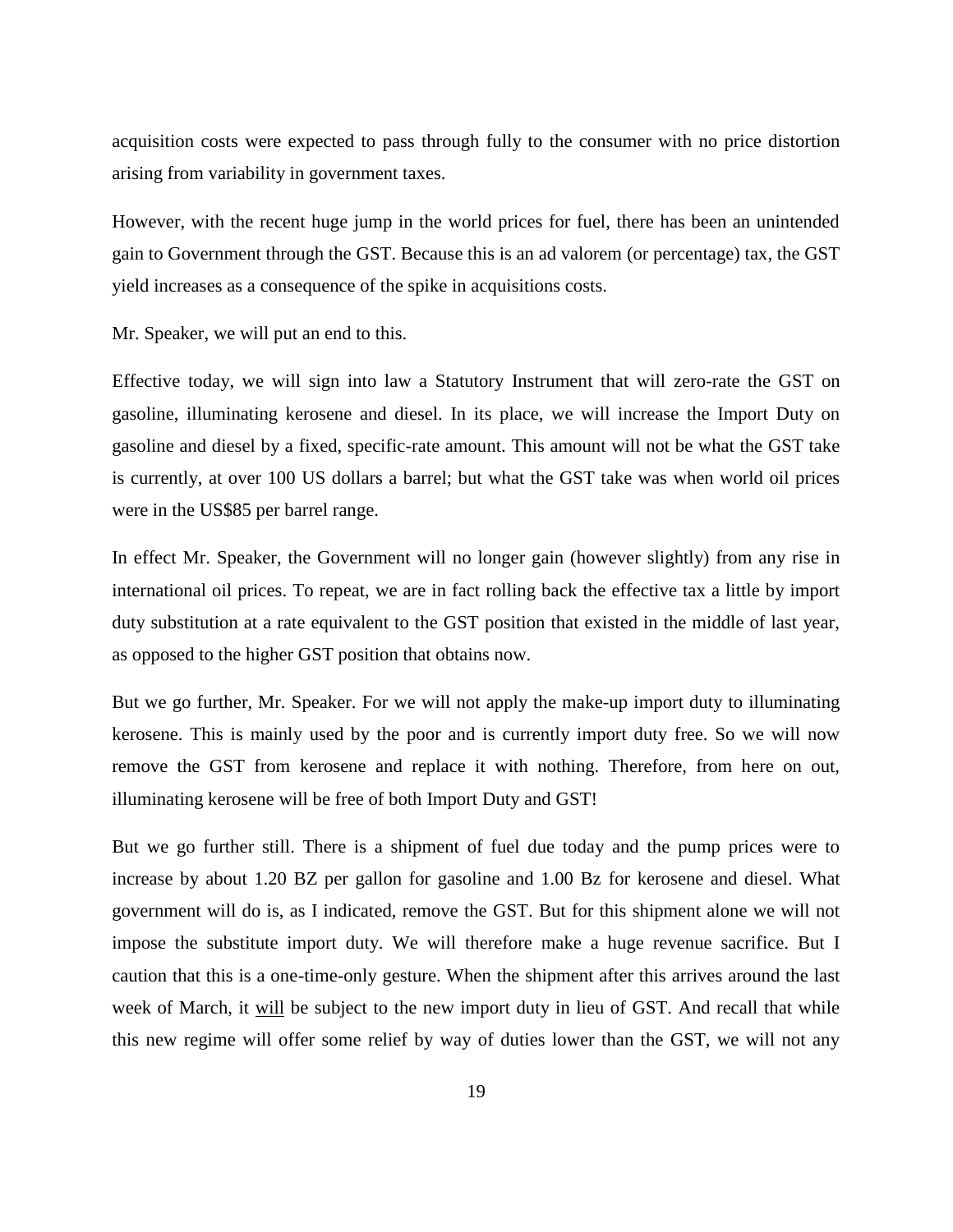acquisition costs were expected to pass through fully to the consumer with no price distortion arising from variability in government taxes.

However, with the recent huge jump in the world prices for fuel, there has been an unintended gain to Government through the GST. Because this is an ad valorem (or percentage) tax, the GST yield increases as a consequence of the spike in acquisitions costs.

Mr. Speaker, we will put an end to this.

Effective today, we will sign into law a Statutory Instrument that will zero-rate the GST on gasoline, illuminating kerosene and diesel. In its place, we will increase the Import Duty on gasoline and diesel by a fixed, specific-rate amount. This amount will not be what the GST take is currently, at over 100 US dollars a barrel; but what the GST take was when world oil prices were in the US$85 per barrel range.

In effect Mr. Speaker, the Government will no longer gain (however slightly) from any rise in international oil prices. To repeat, we are in fact rolling back the effective tax a little by import duty substitution at a rate equivalent to the GST position that existed in the middle of last year, as opposed to the higher GST position that obtains now.

But we go further, Mr. Speaker. For we will not apply the make-up import duty to illuminating kerosene. This is mainly used by the poor and is currently import duty free. So we will now remove the GST from kerosene and replace it with nothing. Therefore, from here on out, illuminating kerosene will be free of both Import Duty and GST!

But we go further still. There is a shipment of fuel due today and the pump prices were to increase by about 1.20 BZ per gallon for gasoline and 1.00 Bz for kerosene and diesel. What government will do is, as I indicated, remove the GST. But for this shipment alone we will not impose the substitute import duty. We will therefore make a huge revenue sacrifice. But I caution that this is a one-time-only gesture. When the shipment after this arrives around the last week of March, it <u>will</u> be subject to the new import duty in lieu of GST. And recall that while this new regime will offer some relief by way of duties lower than the GST, we will not any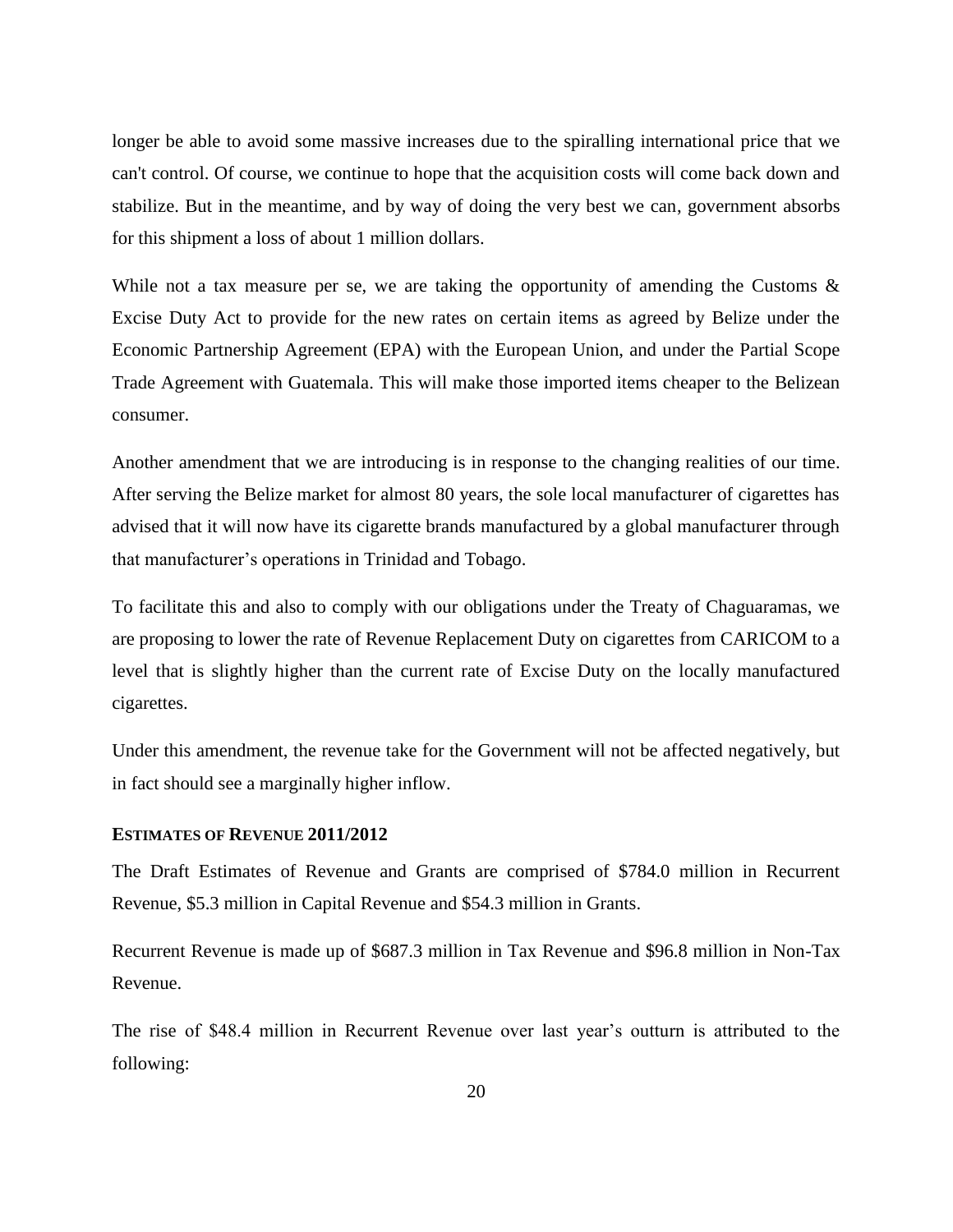longer be able to avoid some massive increases due to the spiralling international price that we can't control. Of course, we continue to hope that the acquisition costs will come back down and stabilize. But in the meantime, and by way of doing the very best we can, government absorbs for this shipment a loss of about 1 million dollars.

While not a tax measure per se, we are taking the opportunity of amending the Customs & Excise Duty Act to provide for the new rates on certain items as agreed by Belize under the Economic Partnership Agreement (EPA) with the European Union, and under the Partial Scope Trade Agreement with Guatemala. This will make those imported items cheaper to the Belizean consumer.

Another amendment that we are introducing is in response to the changing realities of our time. After serving the Belize market for almost 80 years, the sole local manufacturer of cigarettes has advised that it will now have its cigarette brands manufactured by a global manufacturer through that manufacturer's operations in Trinidad and Tobago.

To facilitate this and also to comply with our obligations under the Treaty of Chaguaramas, we are proposing to lower the rate of Revenue Replacement Duty on cigarettes from CARICOM to a level that is slightly higher than the current rate of Excise Duty on the locally manufactured cigarettes.

Under this amendment, the revenue take for the Government will not be affected negatively, but in fact should see a marginally higher inflow.

### ESTIMATES OF REVENUE 2011/2012

The Draft Estimates of Revenue and Grants are comprised of $784.0 million in Recurrent Revenue, $5.3 million in Capital Revenue and $54.3 million in Grants.

Recurrent Revenue is made up of $687.3 million in Tax Revenue and $96.8 million in Non-Tax Revenue.

The rise of $48.4 million in Recurrent Revenue over last year's outturn is attributed to the following: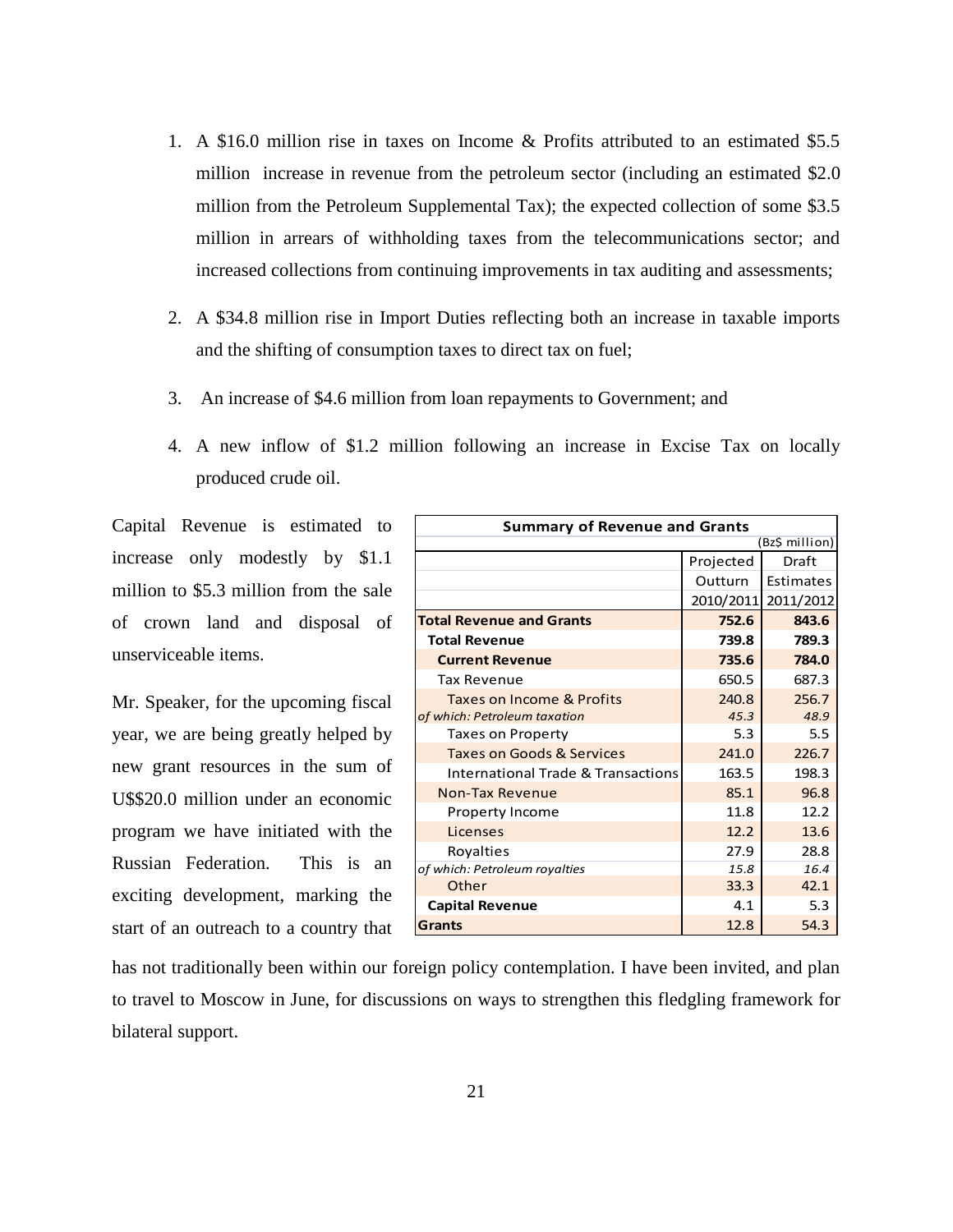1. A $16.0 million rise in taxes on Income & Profits attributed to an estimated $5.5 million increase in revenue from the petroleum sector (including an estimated $2.0 million from the Petroleum Supplemental Tax); the expected collection of some $3.5 million in arrears of withholding taxes from the telecommunications sector; and increased collections from continuing improvements in tax auditing and assessments;

2. A $34.8 million rise in Import Duties reflecting both an increase in taxable imports and the shifting of consumption taxes to direct tax on fuel;

3. An increase of $4.6 million from loan repayments to Government; and

4. A new inflow of $1.2 million following an increase in Excise Tax on locally produced crude oil.

Capital Revenue is estimated to increase only modestly by $1.1 million to $5.3 million from the sale of crown land and disposal of unserviceable items.

Mr. Speaker, for the upcoming fiscal year, we are being greatly helped by new grant resources in the sum of U$$20.0 million under an economic program we have initiated with the Russian Federation. This is an exciting development, marking the start of an outreach to a country that has not traditionally been within our foreign policy contemplation. I have been invited, and plan to travel to Moscow in June, for discussions on ways to strengthen this fledgling framework for bilateral support.

**Summary of Revenue and Grants**

(Bz$ million)

| | Projected Outturn 2010/2011 | Draft Estimates 2011/2012 |
|---|---|---|
| **Total Revenue and Grants** | **752.6** | **843.6** |
| **Total Revenue** | **739.8** | **789.3** |
| **Current Revenue** | **735.6** | **784.0** |
| Tax Revenue | 650.5 | 687.3 |
| Taxes on Income & Profits | 240.8 | 256.7 |
| *of which: Petroleum taxation* | *45.3* | *48.9* |
| Taxes on Property | 5.3 | 5.5 |
| Taxes on Goods & Services | 241.0 | 226.7 |
| International Trade & Transactions | 163.5 | 198.3 |
| Non-Tax Revenue | 85.1 | 96.8 |
| Property Income | 11.8 | 12.2 |
| Licenses | 12.2 | 13.6 |
| Royalties | 27.9 | 28.8 |
| *of which: Petroleum royalties* | *15.8* | *16.4* |
| Other | 33.3 | 42.1 |
| **Capital Revenue** | 4.1 | 5.3 |
| **Grants** | 12.8 | 54.3 |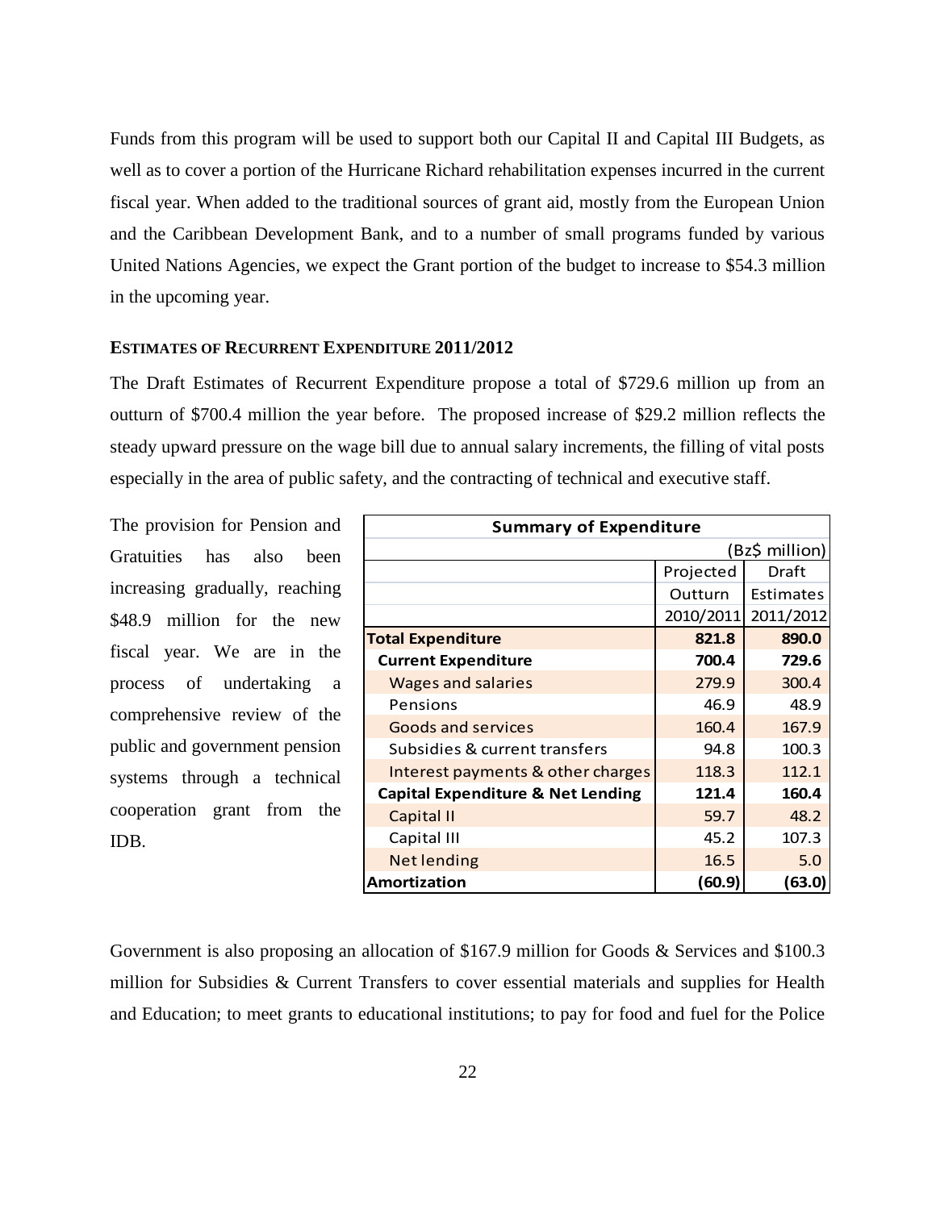Funds from this program will be used to support both our Capital II and Capital III Budgets, as well as to cover a portion of the Hurricane Richard rehabilitation expenses incurred in the current fiscal year. When added to the traditional sources of grant aid, mostly from the European Union and the Caribbean Development Bank, and to a number of small programs funded by various United Nations Agencies, we expect the Grant portion of the budget to increase to $54.3 million in the upcoming year.

#### **ESTIMATES OF RECURRENT EXPENDITURE 2011/2012**

The Draft Estimates of Recurrent Expenditure propose a total of $729.6 million up from an outturn of $700.4 million the year before. The proposed increase of $29.2 million reflects the steady upward pressure on the wage bill due to annual salary increments, the filling of vital posts especially in the area of public safety, and the contracting of technical and executive staff.

The provision for Pension and Gratuities has also been increasing gradually, reaching $48.9 million for the new fiscal year. We are in the process of undertaking a comprehensive review of the public and government pension systems through a technical cooperation grant from the IDB.

| **Summary of Expenditure** | | |
|---|---|---|
| | | (Bz$ million) |
| | Projected Outturn 2010/2011 | Draft Estimates 2011/2012 |
| **Total Expenditure** | **821.8** | **890.0** |
| **Current Expenditure** | **700.4** | **729.6** |
| Wages and salaries | 279.9 | 300.4 |
| Pensions | 46.9 | 48.9 |
| Goods and services | 160.4 | 167.9 |
| Subsidies & current transfers | 94.8 | 100.3 |
| Interest payments & other charges | 118.3 | 112.1 |
| **Capital Expenditure & Net Lending** | **121.4** | **160.4** |
| Capital II | 59.7 | 48.2 |
| Capital III | 45.2 | 107.3 |
| Net lending | 16.5 | 5.0 |
| **Amortization** | **(60.9)** | **(63.0)** |

Government is also proposing an allocation of $167.9 million for Goods & Services and $100.3 million for Subsidies & Current Transfers to cover essential materials and supplies for Health and Education; to meet grants to educational institutions; to pay for food and fuel for the Police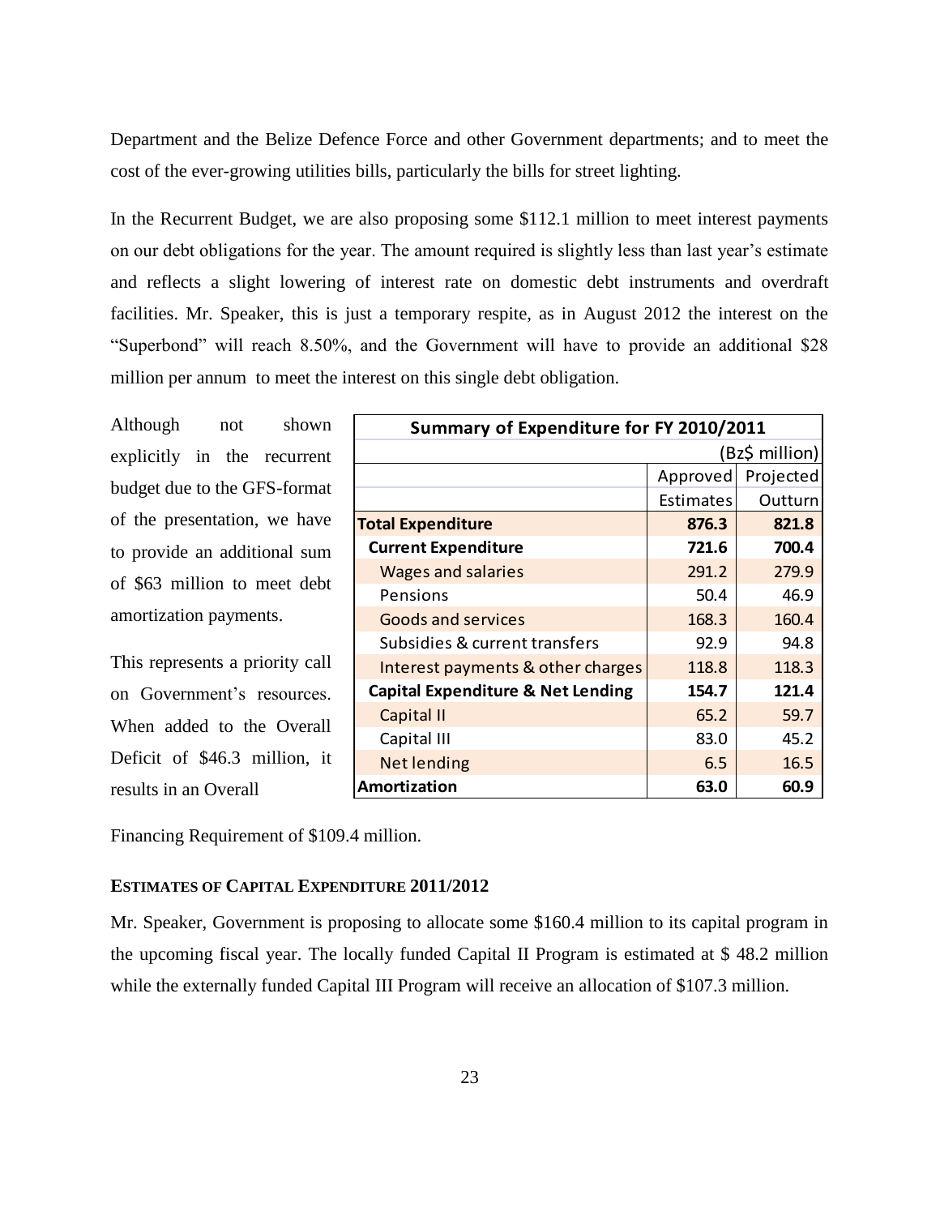Department and the Belize Defence Force and other Government departments; and to meet the cost of the ever-growing utilities bills, particularly the bills for street lighting.

In the Recurrent Budget, we are also proposing some $112.1 million to meet interest payments on our debt obligations for the year. The amount required is slightly less than last year's estimate and reflects a slight lowering of interest rate on domestic debt instruments and overdraft facilities. Mr. Speaker, this is just a temporary respite, as in August 2012 the interest on the "Superbond" will reach 8.50%, and the Government will have to provide an additional $28 million per annum to meet the interest on this single debt obligation.

Although not shown explicitly in the recurrent budget due to the GFS-format of the presentation, we have to provide an additional sum of $63 million to meet debt amortization payments.

This represents a priority call on Government's resources. When added to the Overall Deficit of $46.3 million, it results in an Overall Financing Requirement of $109.4 million.

| Summary of Expenditure for FY 2010/2011 | | |
|---|---|---|
| | | (Bz$ million) |
| | Approved Estimates | Projected Outturn |
| **Total Expenditure** | **876.3** | **821.8** |
| **Current Expenditure** | **721.6** | **700.4** |
| Wages and salaries | 291.2 | 279.9 |
| Pensions | 50.4 | 46.9 |
| Goods and services | 168.3 | 160.4 |
| Subsidies & current transfers | 92.9 | 94.8 |
| Interest payments & other charges | 118.8 | 118.3 |
| **Capital Expenditure & Net Lending** | **154.7** | **121.4** |
| Capital II | 65.2 | 59.7 |
| Capital III | 83.0 | 45.2 |
| Net lending | 6.5 | 16.5 |
| **Amortization** | **63.0** | **60.9** |

### ESTIMATES OF CAPITAL EXPENDITURE 2011/2012

Mr. Speaker, Government is proposing to allocate some $160.4 million to its capital program in the upcoming fiscal year. The locally funded Capital II Program is estimated at $ 48.2 million while the externally funded Capital III Program will receive an allocation of $107.3 million.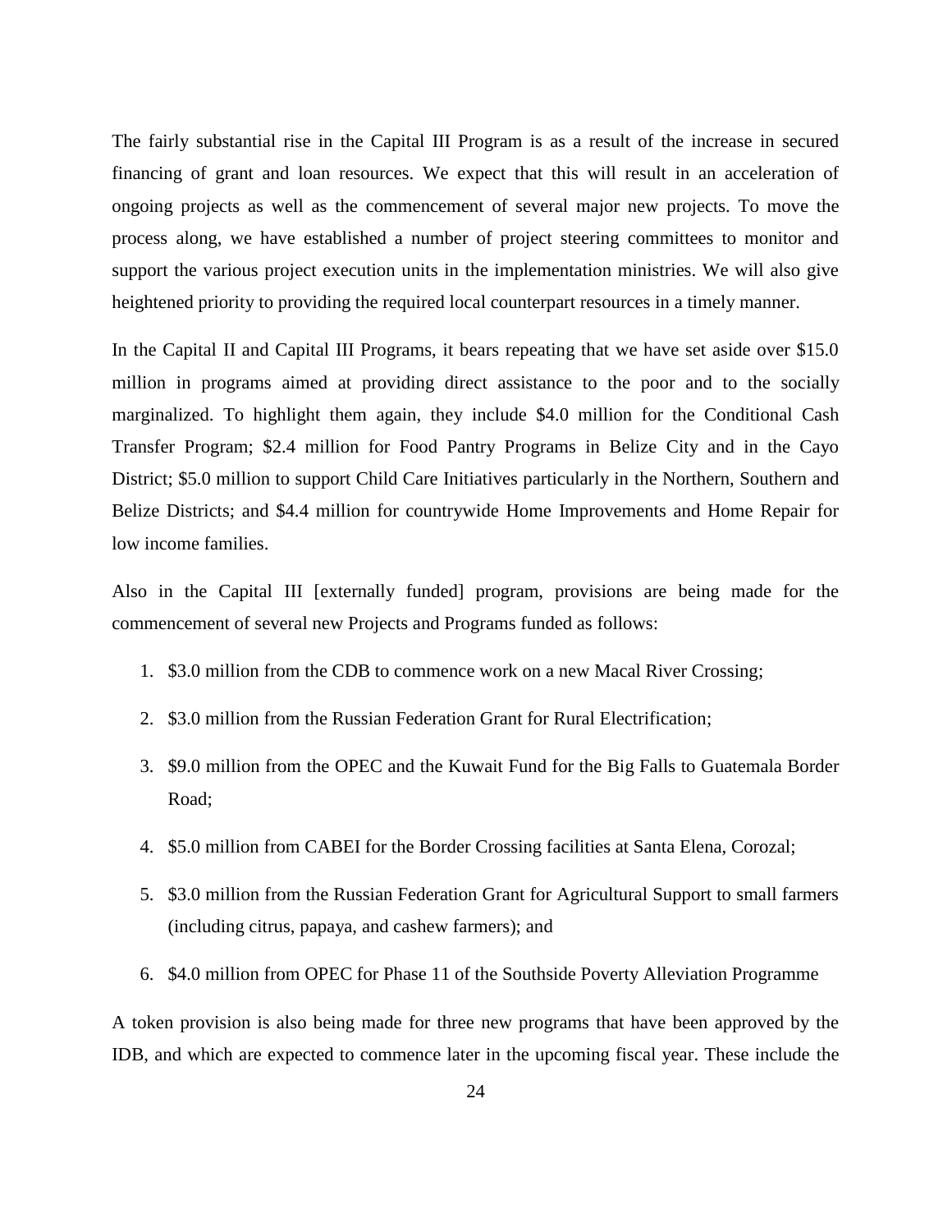The fairly substantial rise in the Capital III Program is as a result of the increase in secured financing of grant and loan resources. We expect that this will result in an acceleration of ongoing projects as well as the commencement of several major new projects. To move the process along, we have established a number of project steering committees to monitor and support the various project execution units in the implementation ministries. We will also give heightened priority to providing the required local counterpart resources in a timely manner.

In the Capital II and Capital III Programs, it bears repeating that we have set aside over $15.0 million in programs aimed at providing direct assistance to the poor and to the socially marginalized. To highlight them again, they include $4.0 million for the Conditional Cash Transfer Program; $2.4 million for Food Pantry Programs in Belize City and in the Cayo District; $5.0 million to support Child Care Initiatives particularly in the Northern, Southern and Belize Districts; and $4.4 million for countrywide Home Improvements and Home Repair for low income families.

Also in the Capital III [externally funded] program, provisions are being made for the commencement of several new Projects and Programs funded as follows:

1. $3.0 million from the CDB to commence work on a new Macal River Crossing;
2. $3.0 million from the Russian Federation Grant for Rural Electrification;
3. $9.0 million from the OPEC and the Kuwait Fund for the Big Falls to Guatemala Border Road;
4. $5.0 million from CABEI for the Border Crossing facilities at Santa Elena, Corozal;
5. $3.0 million from the Russian Federation Grant for Agricultural Support to small farmers (including citrus, papaya, and cashew farmers); and
6. $4.0 million from OPEC for Phase 11 of the Southside Poverty Alleviation Programme

A token provision is also being made for three new programs that have been approved by the IDB, and which are expected to commence later in the upcoming fiscal year. These include the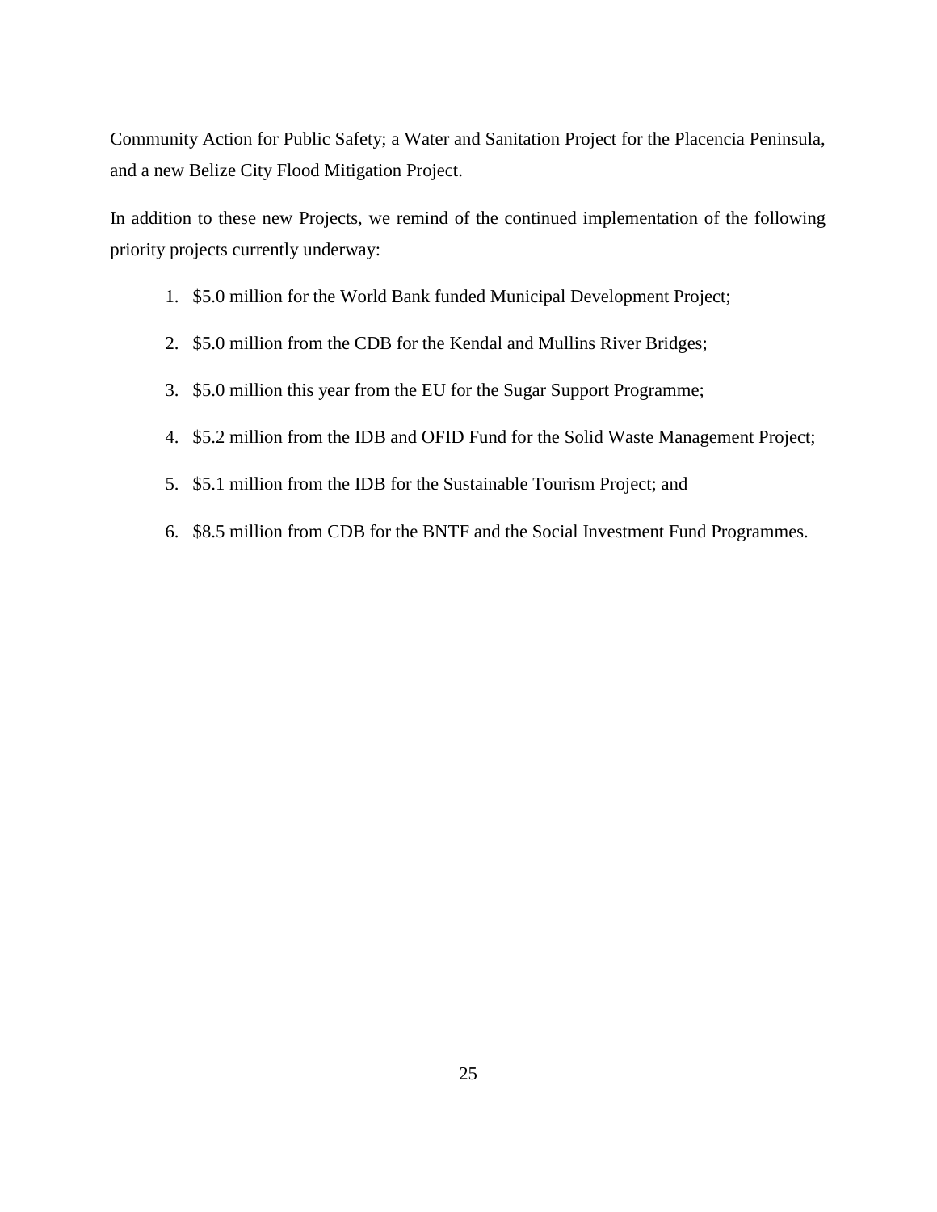Community Action for Public Safety; a Water and Sanitation Project for the Placencia Peninsula, and a new Belize City Flood Mitigation Project.

In addition to these new Projects, we remind of the continued implementation of the following priority projects currently underway:

1. $5.0 million for the World Bank funded Municipal Development Project;
2. $5.0 million from the CDB for the Kendal and Mullins River Bridges;
3. $5.0 million this year from the EU for the Sugar Support Programme;
4. $5.2 million from the IDB and OFID Fund for the Solid Waste Management Project;
5. $5.1 million from the IDB for the Sustainable Tourism Project; and
6. $8.5 million from CDB for the BNTF and the Social Investment Fund Programmes.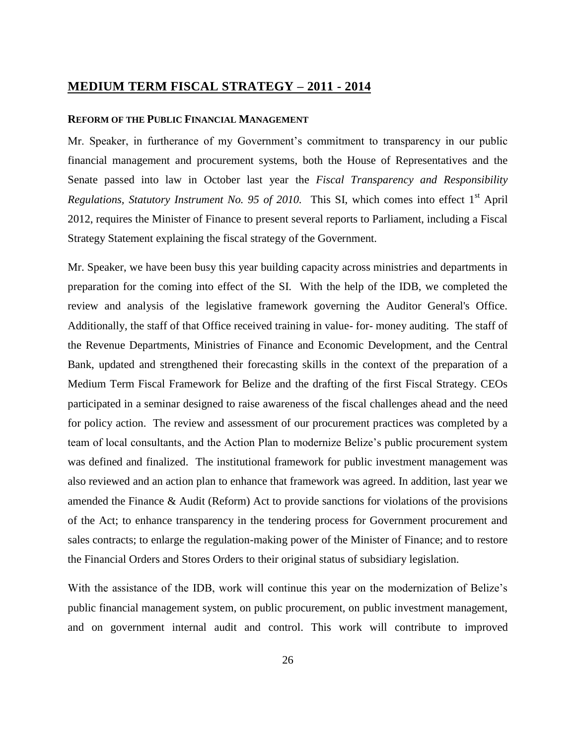## MEDIUM TERM FISCAL STRATEGY – 2011 - 2014

### REFORM OF THE PUBLIC FINANCIAL MANAGEMENT

Mr. Speaker, in furtherance of my Government's commitment to transparency in our public financial management and procurement systems, both the House of Representatives and the Senate passed into law in October last year the *Fiscal Transparency and Responsibility Regulations, Statutory Instrument No. 95 of 2010.* This SI, which comes into effect 1st April 2012, requires the Minister of Finance to present several reports to Parliament, including a Fiscal Strategy Statement explaining the fiscal strategy of the Government.

Mr. Speaker, we have been busy this year building capacity across ministries and departments in preparation for the coming into effect of the SI. With the help of the IDB, we completed the review and analysis of the legislative framework governing the Auditor General's Office. Additionally, the staff of that Office received training in value- for- money auditing. The staff of the Revenue Departments, Ministries of Finance and Economic Development, and the Central Bank, updated and strengthened their forecasting skills in the context of the preparation of a Medium Term Fiscal Framework for Belize and the drafting of the first Fiscal Strategy. CEOs participated in a seminar designed to raise awareness of the fiscal challenges ahead and the need for policy action. The review and assessment of our procurement practices was completed by a team of local consultants, and the Action Plan to modernize Belize's public procurement system was defined and finalized. The institutional framework for public investment management was also reviewed and an action plan to enhance that framework was agreed. In addition, last year we amended the Finance & Audit (Reform) Act to provide sanctions for violations of the provisions of the Act; to enhance transparency in the tendering process for Government procurement and sales contracts; to enlarge the regulation-making power of the Minister of Finance; and to restore the Financial Orders and Stores Orders to their original status of subsidiary legislation.

With the assistance of the IDB, work will continue this year on the modernization of Belize's public financial management system, on public procurement, on public investment management, and on government internal audit and control. This work will contribute to improved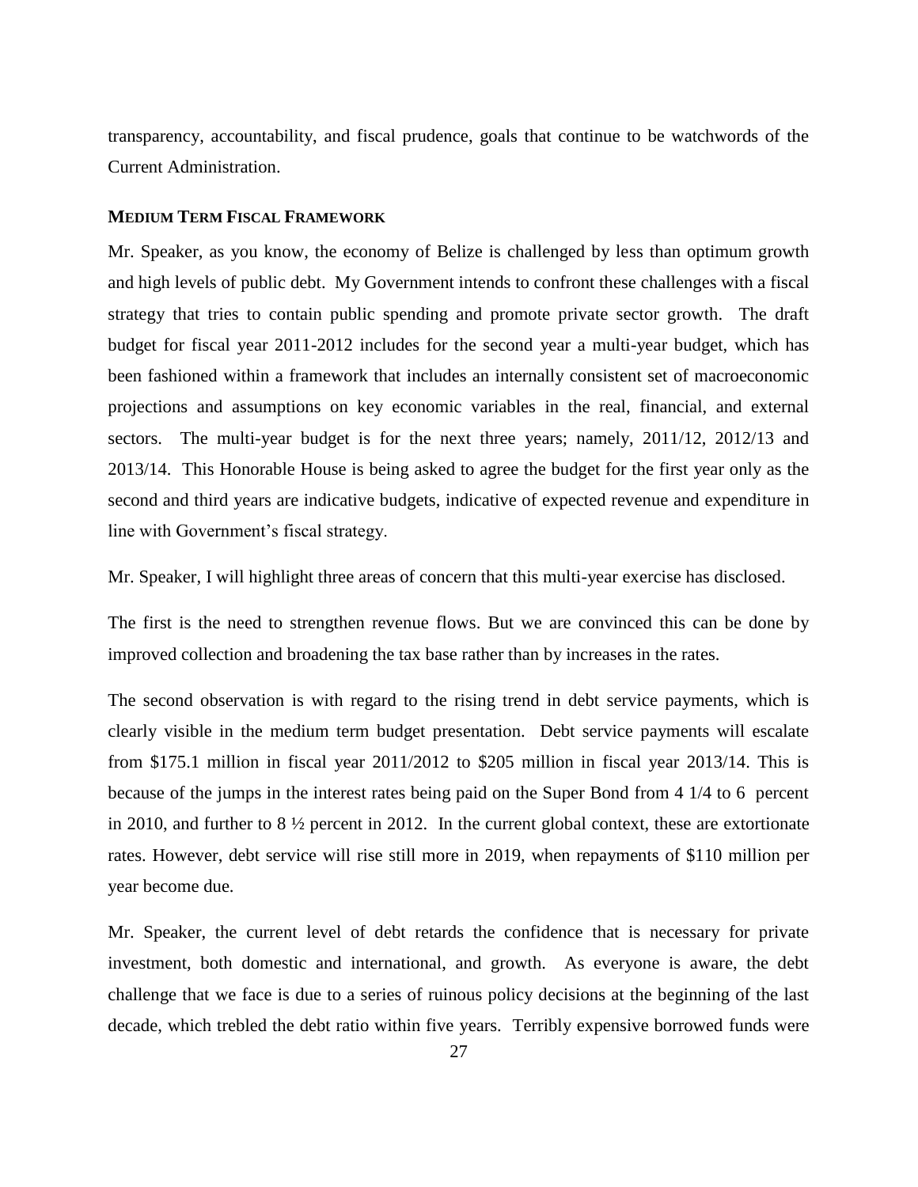transparency, accountability, and fiscal prudence, goals that continue to be watchwords of the Current Administration.

### MEDIUM TERM FISCAL FRAMEWORK

Mr. Speaker, as you know, the economy of Belize is challenged by less than optimum growth and high levels of public debt. My Government intends to confront these challenges with a fiscal strategy that tries to contain public spending and promote private sector growth. The draft budget for fiscal year 2011-2012 includes for the second year a multi-year budget, which has been fashioned within a framework that includes an internally consistent set of macroeconomic projections and assumptions on key economic variables in the real, financial, and external sectors. The multi-year budget is for the next three years; namely, 2011/12, 2012/13 and 2013/14. This Honorable House is being asked to agree the budget for the first year only as the second and third years are indicative budgets, indicative of expected revenue and expenditure in line with Government's fiscal strategy.

Mr. Speaker, I will highlight three areas of concern that this multi-year exercise has disclosed.

The first is the need to strengthen revenue flows. But we are convinced this can be done by improved collection and broadening the tax base rather than by increases in the rates.

The second observation is with regard to the rising trend in debt service payments, which is clearly visible in the medium term budget presentation. Debt service payments will escalate from $175.1 million in fiscal year 2011/2012 to $205 million in fiscal year 2013/14. This is because of the jumps in the interest rates being paid on the Super Bond from 4 1/4 to 6 percent in 2010, and further to 8 ½ percent in 2012. In the current global context, these are extortionate rates. However, debt service will rise still more in 2019, when repayments of $110 million per year become due.

Mr. Speaker, the current level of debt retards the confidence that is necessary for private investment, both domestic and international, and growth. As everyone is aware, the debt challenge that we face is due to a series of ruinous policy decisions at the beginning of the last decade, which trebled the debt ratio within five years. Terribly expensive borrowed funds were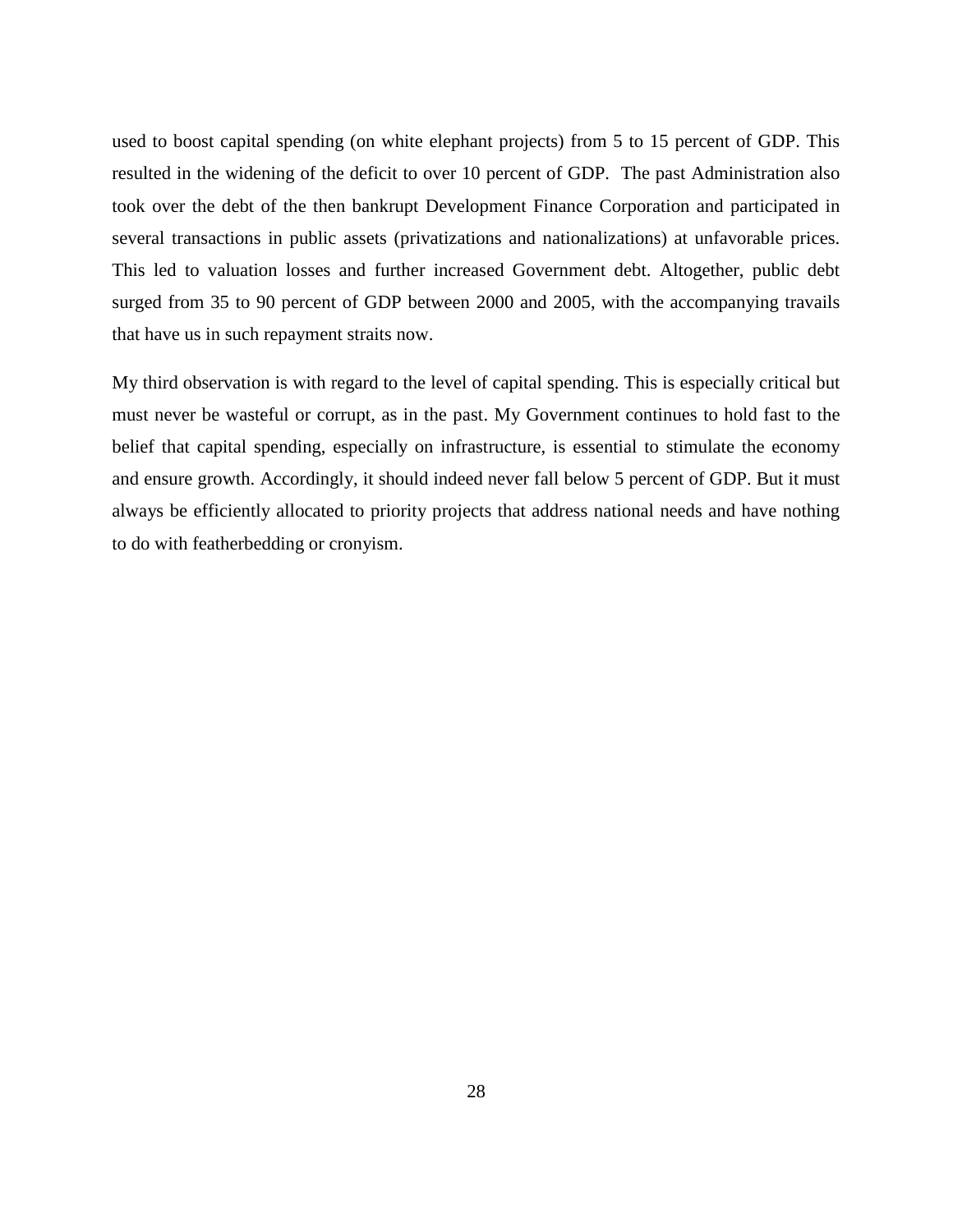used to boost capital spending (on white elephant projects) from 5 to 15 percent of GDP. This resulted in the widening of the deficit to over 10 percent of GDP.  The past Administration also took over the debt of the then bankrupt Development Finance Corporation and participated in several transactions in public assets (privatizations and nationalizations) at unfavorable prices. This led to valuation losses and further increased Government debt. Altogether, public debt surged from 35 to 90 percent of GDP between 2000 and 2005, with the accompanying travails that have us in such repayment straits now.

My third observation is with regard to the level of capital spending. This is especially critical but must never be wasteful or corrupt, as in the past. My Government continues to hold fast to the belief that capital spending, especially on infrastructure, is essential to stimulate the economy and ensure growth. Accordingly, it should indeed never fall below 5 percent of GDP. But it must always be efficiently allocated to priority projects that address national needs and have nothing to do with featherbedding or cronyism.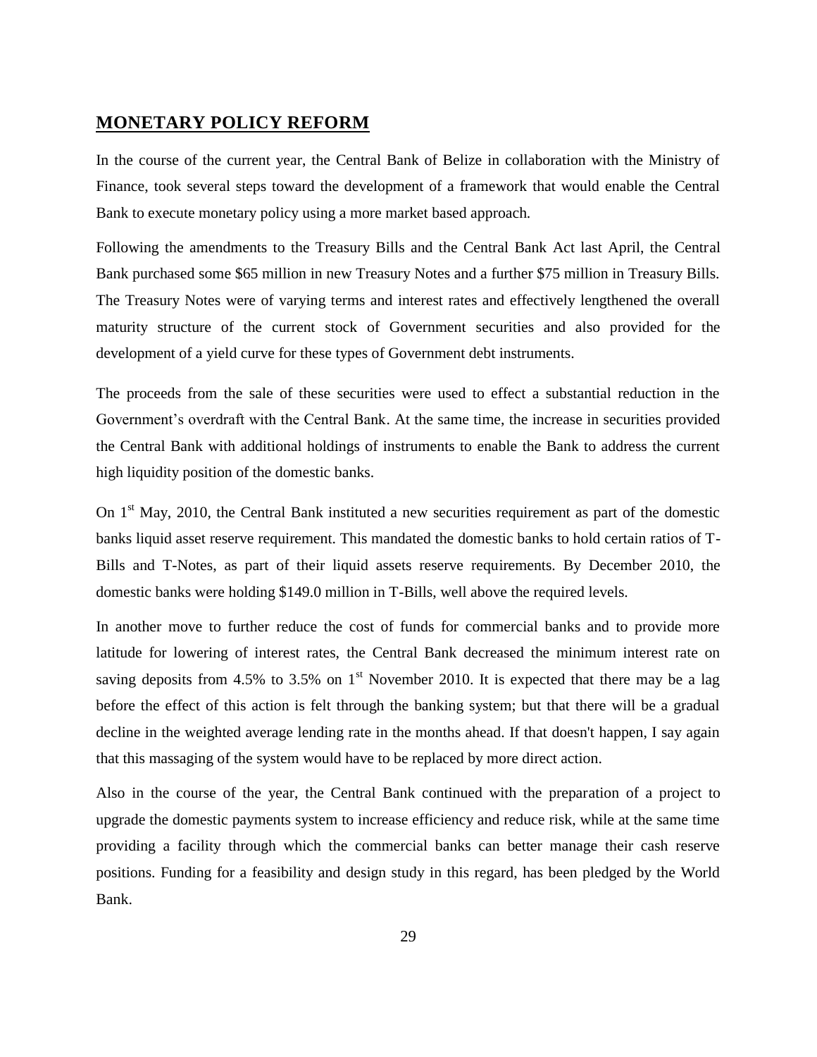## MONETARY POLICY REFORM

In the course of the current year, the Central Bank of Belize in collaboration with the Ministry of Finance, took several steps toward the development of a framework that would enable the Central Bank to execute monetary policy using a more market based approach.

Following the amendments to the Treasury Bills and the Central Bank Act last April, the Central Bank purchased some $65 million in new Treasury Notes and a further $75 million in Treasury Bills. The Treasury Notes were of varying terms and interest rates and effectively lengthened the overall maturity structure of the current stock of Government securities and also provided for the development of a yield curve for these types of Government debt instruments.

The proceeds from the sale of these securities were used to effect a substantial reduction in the Government's overdraft with the Central Bank. At the same time, the increase in securities provided the Central Bank with additional holdings of instruments to enable the Bank to address the current high liquidity position of the domestic banks.

On 1st May, 2010, the Central Bank instituted a new securities requirement as part of the domestic banks liquid asset reserve requirement. This mandated the domestic banks to hold certain ratios of T-Bills and T-Notes, as part of their liquid assets reserve requirements. By December 2010, the domestic banks were holding $149.0 million in T-Bills, well above the required levels.

In another move to further reduce the cost of funds for commercial banks and to provide more latitude for lowering of interest rates, the Central Bank decreased the minimum interest rate on saving deposits from 4.5% to 3.5% on 1st November 2010. It is expected that there may be a lag before the effect of this action is felt through the banking system; but that there will be a gradual decline in the weighted average lending rate in the months ahead. If that doesn't happen, I say again that this massaging of the system would have to be replaced by more direct action.

Also in the course of the year, the Central Bank continued with the preparation of a project to upgrade the domestic payments system to increase efficiency and reduce risk, while at the same time providing a facility through which the commercial banks can better manage their cash reserve positions. Funding for a feasibility and design study in this regard, has been pledged by the World Bank.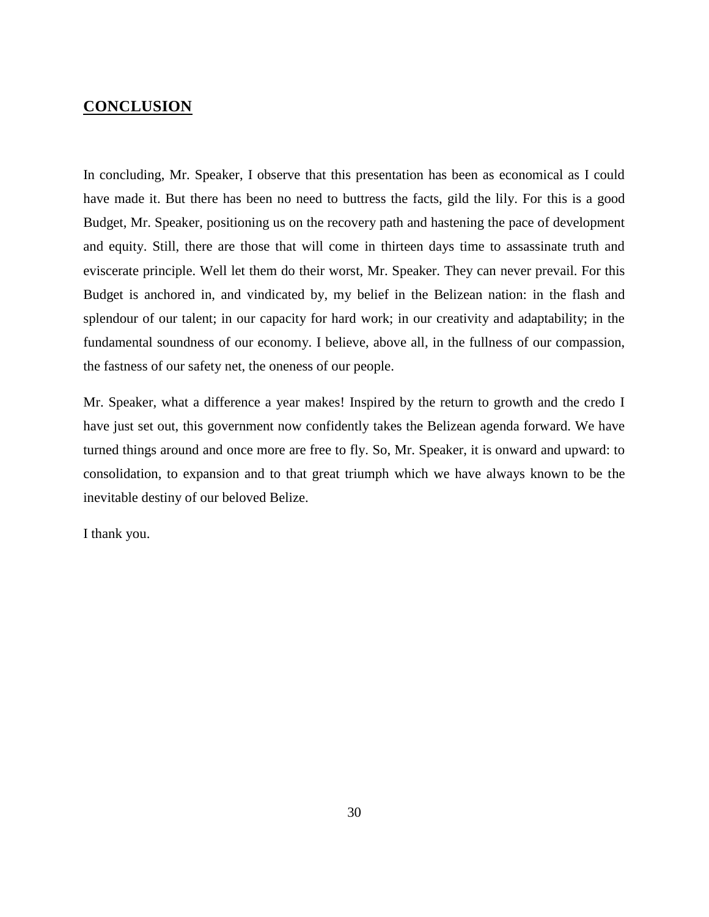## **CONCLUSION**

In concluding, Mr. Speaker, I observe that this presentation has been as economical as I could have made it. But there has been no need to buttress the facts, gild the lily. For this is a good Budget, Mr. Speaker, positioning us on the recovery path and hastening the pace of development and equity. Still, there are those that will come in thirteen days time to assassinate truth and eviscerate principle. Well let them do their worst, Mr. Speaker. They can never prevail. For this Budget is anchored in, and vindicated by, my belief in the Belizean nation: in the flash and splendour of our talent; in our capacity for hard work; in our creativity and adaptability; in the fundamental soundness of our economy. I believe, above all, in the fullness of our compassion, the fastness of our safety net, the oneness of our people.

Mr. Speaker, what a difference a year makes! Inspired by the return to growth and the credo I have just set out, this government now confidently takes the Belizean agenda forward. We have turned things around and once more are free to fly. So, Mr. Speaker, it is onward and upward: to consolidation, to expansion and to that great triumph which we have always known to be the inevitable destiny of our beloved Belize.

I thank you.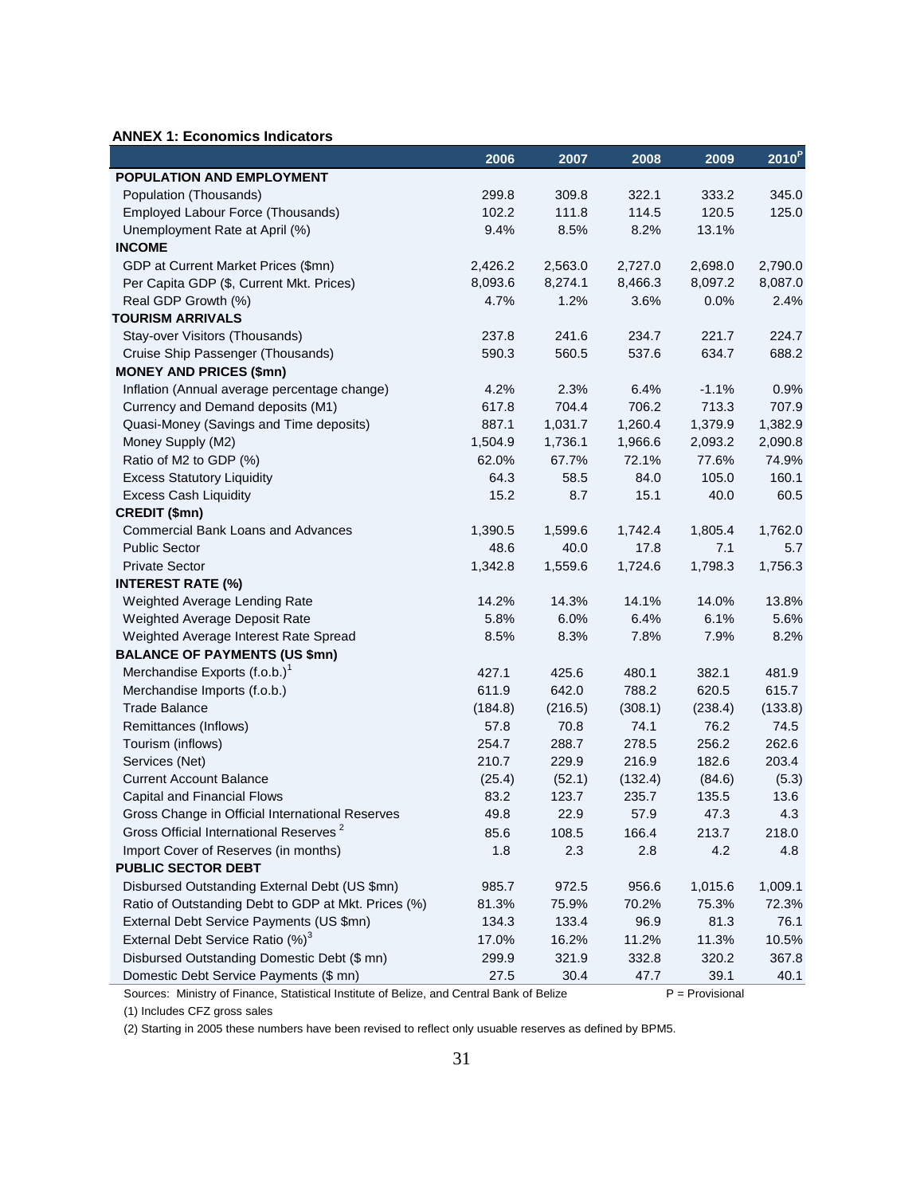**ANNEX 1: Economics Indicators**

| | 2006 | 2007 | 2008 | 2009 | 2010[P] |
|---|---|---|---|---|---|
| **POPULATION AND EMPLOYMENT** | | | | | |
| Population (Thousands) | 299.8 | 309.8 | 322.1 | 333.2 | 345.0 |
| Employed Labour Force (Thousands) | 102.2 | 111.8 | 114.5 | 120.5 | 125.0 |
| Unemployment Rate at April (%) | 9.4% | 8.5% | 8.2% | 13.1% | |
| **INCOME** | | | | | |
| GDP at Current Market Prices ($mn) | 2,426.2 | 2,563.0 | 2,727.0 | 2,698.0 | 2,790.0 |
| Per Capita GDP ($, Current Mkt. Prices) | 8,093.6 | 8,274.1 | 8,466.3 | 8,097.2 | 8,087.0 |
| Real GDP Growth (%) | 4.7% | 1.2% | 3.6% | 0.0% | 2.4% |
| **TOURISM ARRIVALS** | | | | | |
| Stay-over Visitors (Thousands) | 237.8 | 241.6 | 234.7 | 221.7 | 224.7 |
| Cruise Ship Passenger (Thousands) | 590.3 | 560.5 | 537.6 | 634.7 | 688.2 |
| **MONEY AND PRICES ($mn)** | | | | | |
| Inflation (Annual average percentage change) | 4.2% | 2.3% | 6.4% | -1.1% | 0.9% |
| Currency and Demand deposits (M1) | 617.8 | 704.4 | 706.2 | 713.3 | 707.9 |
| Quasi-Money (Savings and Time deposits) | 887.1 | 1,031.7 | 1,260.4 | 1,379.9 | 1,382.9 |
| Money Supply (M2) | 1,504.9 | 1,736.1 | 1,966.6 | 2,093.2 | 2,090.8 |
| Ratio of M2 to GDP (%) | 62.0% | 67.7% | 72.1% | 77.6% | 74.9% |
| Excess Statutory Liquidity | 64.3 | 58.5 | 84.0 | 105.0 | 160.1 |
| Excess Cash Liquidity | 15.2 | 8.7 | 15.1 | 40.0 | 60.5 |
| **CREDIT ($mn)** | | | | | |
| Commercial Bank Loans and Advances | 1,390.5 | 1,599.6 | 1,742.4 | 1,805.4 | 1,762.0 |
| Public Sector | 48.6 | 40.0 | 17.8 | 7.1 | 5.7 |
| Private Sector | 1,342.8 | 1,559.6 | 1,724.6 | 1,798.3 | 1,756.3 |
| **INTEREST RATE (%)** | | | | | |
| Weighted Average Lending Rate | 14.2% | 14.3% | 14.1% | 14.0% | 13.8% |
| Weighted Average Deposit Rate | 5.8% | 6.0% | 6.4% | 6.1% | 5.6% |
| Weighted Average Interest Rate Spread | 8.5% | 8.3% | 7.8% | 7.9% | 8.2% |
| **BALANCE OF PAYMENTS (US $mn)** | | | | | |
| Merchandise Exports (f.o.b.)[1] | 427.1 | 425.6 | 480.1 | 382.1 | 481.9 |
| Merchandise Imports (f.o.b.) | 611.9 | 642.0 | 788.2 | 620.5 | 615.7 |
| Trade Balance | (184.8) | (216.5) | (308.1) | (238.4) | (133.8) |
| Remittances (Inflows) | 57.8 | 70.8 | 74.1 | 76.2 | 74.5 |
| Tourism (inflows) | 254.7 | 288.7 | 278.5 | 256.2 | 262.6 |
| Services (Net) | 210.7 | 229.9 | 216.9 | 182.6 | 203.4 |
| Current Account Balance | (25.4) | (52.1) | (132.4) | (84.6) | (5.3) |
| Capital and Financial Flows | 83.2 | 123.7 | 235.7 | 135.5 | 13.6 |
| Gross Change in Official International Reserves | 49.8 | 22.9 | 57.9 | 47.3 | 4.3 |
| Gross Official International Reserves [2] | 85.6 | 108.5 | 166.4 | 213.7 | 218.0 |
| Import Cover of Reserves (in months) | 1.8 | 2.3 | 2.8 | 4.2 | 4.8 |
| **PUBLIC SECTOR DEBT** | | | | | |
| Disbursed Outstanding External Debt (US $mn) | 985.7 | 972.5 | 956.6 | 1,015.6 | 1,009.1 |
| Ratio of Outstanding Debt to GDP at Mkt. Prices (%) | 81.3% | 75.9% | 70.2% | 75.3% | 72.3% |
| External Debt Service Payments (US $mn) | 134.3 | 133.4 | 96.9 | 81.3 | 76.1 |
| External Debt Service Ratio (%)[3] | 17.0% | 16.2% | 11.2% | 11.3% | 10.5% |
| Disbursed Outstanding Domestic Debt ($ mn) | 299.9 | 321.9 | 332.8 | 320.2 | 367.8 |
| Domestic Debt Service Payments ($ mn) | 27.5 | 30.4 | 47.7 | 39.1 | 40.1 |

Sources: Ministry of Finance, Statistical Institute of Belize, and Central Bank of Belize    P = Provisional

(1) Includes CFZ gross sales

(2) Starting in 2005 these numbers have been revised to reflect only usuable reserves as defined by BPM5.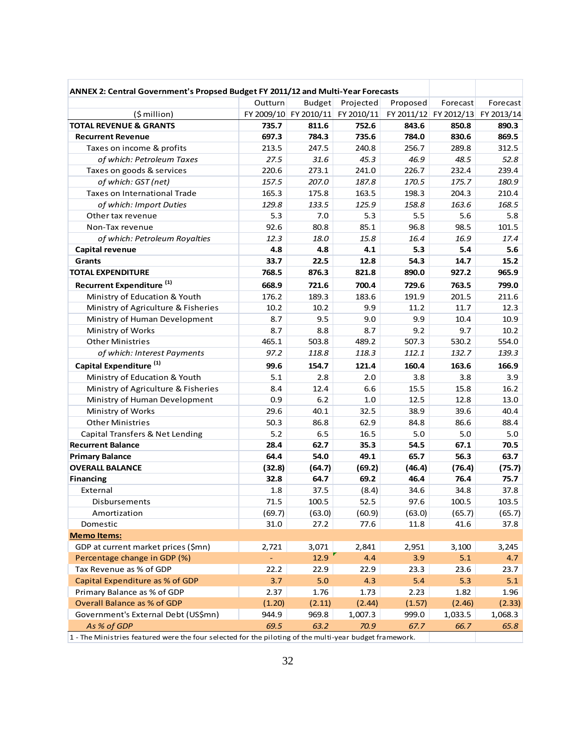**ANNEX 2: Central Government's Propsed Budget FY 2011/12 and Multi-Year Forecasts**

| ($ million) | Outturn FY 2009/10 | Budget FY 2010/11 | Projected FY 2010/11 | Proposed FY 2011/12 | Forecast FY 2012/13 | Forecast FY 2013/14 |
|---|---|---|---|---|---|---|
| **TOTAL REVENUE & GRANTS** | **735.7** | **811.6** | **752.6** | **843.6** | **850.8** | **890.3** |
| **Recurrent Revenue** | **697.3** | **784.3** | **735.6** | **784.0** | **830.6** | **869.5** |
| Taxes on income & profits | 213.5 | 247.5 | 240.8 | 256.7 | 289.8 | 312.5 |
| *of which: Petroleum Taxes* | *27.5* | *31.6* | *45.3* | *46.9* | *48.5* | *52.8* |
| Taxes on goods & services | 220.6 | 273.1 | 241.0 | 226.7 | 232.4 | 239.4 |
| *of which: GST (net)* | *157.5* | *207.0* | *187.8* | *170.5* | *175.7* | *180.9* |
| Taxes on International Trade | 165.3 | 175.8 | 163.5 | 198.3 | 204.3 | 210.4 |
| *of which: Import Duties* | *129.8* | *133.5* | *125.9* | *158.8* | *163.6* | *168.5* |
| Other tax revenue | 5.3 | 7.0 | 5.3 | 5.5 | 5.6 | 5.8 |
| Non-Tax revenue | 92.6 | 80.8 | 85.1 | 96.8 | 98.5 | 101.5 |
| *of which: Petroleum Royalties* | *12.3* | *18.0* | *15.8* | *16.4* | *16.9* | *17.4* |
| **Capital revenue** | **4.8** | **4.8** | **4.1** | **5.3** | **5.4** | **5.6** |
| **Grants** | **33.7** | **22.5** | **12.8** | **54.3** | **14.7** | **15.2** |
| **TOTAL EXPENDITURE** | **768.5** | **876.3** | **821.8** | **890.0** | **927.2** | **965.9** |
| **Recurrent Expenditure [(1)]** | **668.9** | **721.6** | **700.4** | **729.6** | **763.5** | **799.0** |
| Ministry of Education & Youth | 176.2 | 189.3 | 183.6 | 191.9 | 201.5 | 211.6 |
| Ministry of Agriculture & Fisheries | 10.2 | 10.2 | 9.9 | 11.2 | 11.7 | 12.3 |
| Ministry of Human Development | 8.7 | 9.5 | 9.0 | 9.9 | 10.4 | 10.9 |
| Ministry of Works | 8.7 | 8.8 | 8.7 | 9.2 | 9.7 | 10.2 |
| Other Ministries | 465.1 | 503.8 | 489.2 | 507.3 | 530.2 | 554.0 |
| *of which: Interest Payments* | *97.2* | *118.8* | *118.3* | *112.1* | *132.7* | *139.3* |
| **Capital Expenditure [(1)]** | **99.6** | **154.7** | **121.4** | **160.4** | **163.6** | **166.9** |
| Ministry of Education & Youth | 5.1 | 2.8 | 2.0 | 3.8 | 3.8 | 3.9 |
| Ministry of Agriculture & Fisheries | 8.4 | 12.4 | 6.6 | 15.5 | 15.8 | 16.2 |
| Ministry of Human Development | 0.9 | 6.2 | 1.0 | 12.5 | 12.8 | 13.0 |
| Ministry of Works | 29.6 | 40.1 | 32.5 | 38.9 | 39.6 | 40.4 |
| Other Ministries | 50.3 | 86.8 | 62.9 | 84.8 | 86.6 | 88.4 |
| Capital Transfers & Net Lending | 5.2 | 6.5 | 16.5 | 5.0 | 5.0 | 5.0 |
| **Recurrent Balance** | **28.4** | **62.7** | **35.3** | **54.5** | **67.1** | **70.5** |
| **Primary Balance** | **64.4** | **54.0** | **49.1** | **65.7** | **56.3** | **63.7** |
| **OVERALL BALANCE** | **(32.8)** | **(64.7)** | **(69.2)** | **(46.4)** | **(76.4)** | **(75.7)** |
| **Financing** | **32.8** | **64.7** | **69.2** | **46.4** | **76.4** | **75.7** |
| External | 1.8 | 37.5 | (8.4) | 34.6 | 34.8 | 37.8 |
| Disbursements | 71.5 | 100.5 | 52.5 | 97.6 | 100.5 | 103.5 |
| Amortization | (69.7) | (63.0) | (60.9) | (63.0) | (65.7) | (65.7) |
| Domestic | 31.0 | 27.2 | 77.6 | 11.8 | 41.6 | 37.8 |
| **Memo Items:** | | | | | | |
| GDP at current market prices ($mn) | 2,721 | 3,071 | 2,841 | 2,951 | 3,100 | 3,245 |
| Percentage change in GDP (%) | - | 12.9 | 4.4 | 3.9 | 5.1 | 4.7 |
| Tax Revenue as % of GDP | 22.2 | 22.9 | 22.9 | 23.3 | 23.6 | 23.7 |
| Capital Expenditure as % of GDP | 3.7 | 5.0 | 4.3 | 5.4 | 5.3 | 5.1 |
| Primary Balance as % of GDP | 2.37 | 1.76 | 1.73 | 2.23 | 1.82 | 1.96 |
| Overall Balance as % of GDP | (1.20) | (2.11) | (2.44) | (1.57) | (2.46) | (2.33) |
| Government's External Debt (US$mn) | 944.9 | 969.8 | 1,007.3 | 999.0 | 1,033.5 | 1,068.3 |
| *As % of GDP* | *69.5* | *63.2* | *70.9* | *67.7* | *66.7* | *65.8* |

1 - The Ministries featured were the four selected for the piloting of the multi-year budget framework.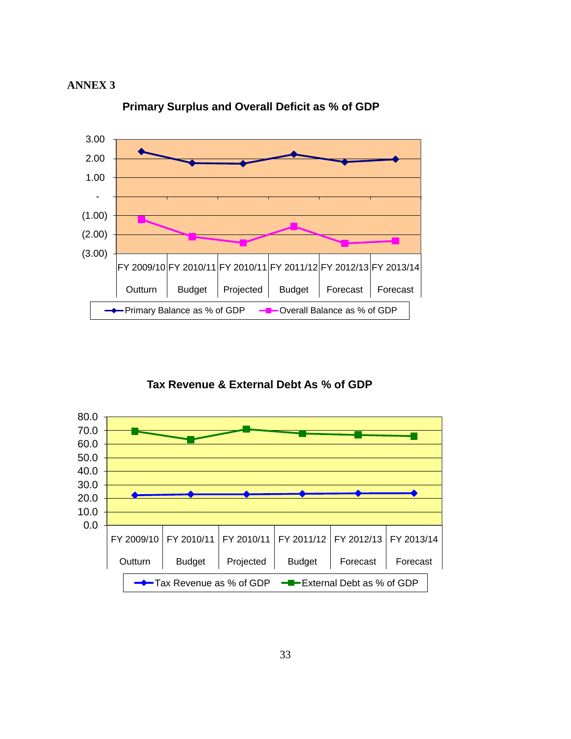**ANNEX 3**

**Primary Surplus and Overall Deficit as % of GDP**

3.00
2.00
1.00
-
(1.00)
(2.00)
(3.00)

FY 2009/10 Outturn
FY 2010/11 Budget
FY 2010/11 Projected
FY 2011/12 Budget
FY 2012/13 Forecast
FY 2013/14 Forecast

Primary Balance as % of GDP
Overall Balance as % of GDP

**Tax Revenue & External Debt As % of GDP**

80.0
70.0
60.0
50.0
40.0
30.0
20.0
10.0
0.0

FY 2009/10 Outturn
FY 2010/11 Budget
FY 2010/11 Projected
FY 2011/12 Budget
FY 2012/13 Forecast
FY 2013/14 Forecast

Tax Revenue as % of GDP
External Debt as % of GDP